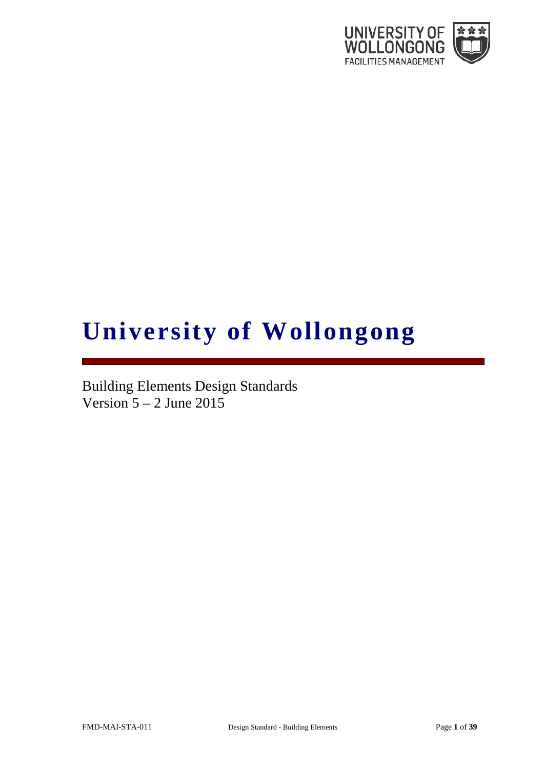# University of Wollongong

Building Elements Design Standards
Version 5 – 2 June 2015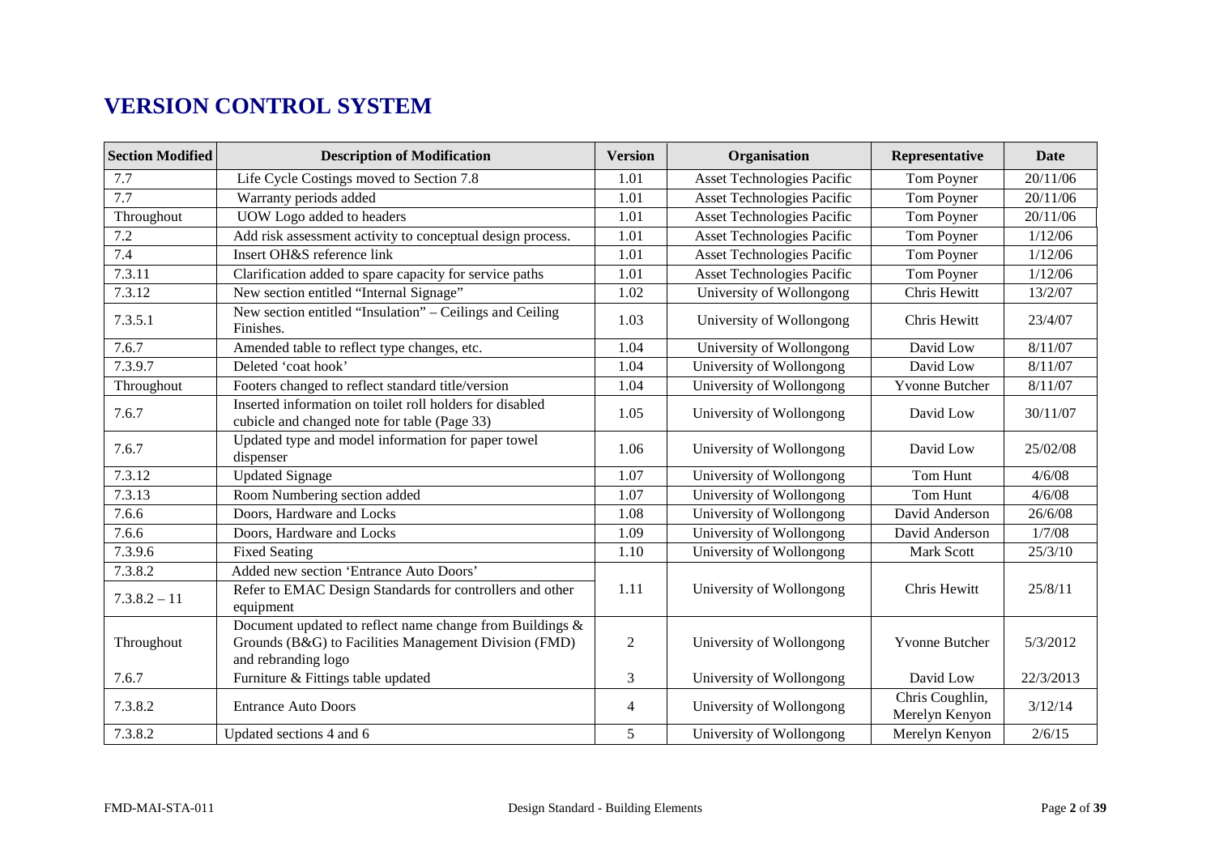# VERSION CONTROL SYSTEM

| Section Modified | Description of Modification | Version | Organisation | Representative | Date |
|---|---|---|---|---|---|
| 7.7 | Life Cycle Costings moved to Section 7.8 | 1.01 | Asset Technologies Pacific | Tom Poyner | 20/11/06 |
| 7.7 | Warranty periods added | 1.01 | Asset Technologies Pacific | Tom Poyner | 20/11/06 |
| Throughout | UOW Logo added to headers | 1.01 | Asset Technologies Pacific | Tom Poyner | 20/11/06 |
| 7.2 | Add risk assessment activity to conceptual design process. | 1.01 | Asset Technologies Pacific | Tom Poyner | 1/12/06 |
| 7.4 | Insert OH&S reference link | 1.01 | Asset Technologies Pacific | Tom Poyner | 1/12/06 |
| 7.3.11 | Clarification added to spare capacity for service paths | 1.01 | Asset Technologies Pacific | Tom Poyner | 1/12/06 |
| 7.3.12 | New section entitled "Internal Signage" | 1.02 | University of Wollongong | Chris Hewitt | 13/2/07 |
| 7.3.5.1 | New section entitled "Insulation" – Ceilings and Ceiling Finishes. | 1.03 | University of Wollongong | Chris Hewitt | 23/4/07 |
| 7.6.7 | Amended table to reflect type changes, etc. | 1.04 | University of Wollongong | David Low | 8/11/07 |
| 7.3.9.7 | Deleted 'coat hook' | 1.04 | University of Wollongong | David Low | 8/11/07 |
| Throughout | Footers changed to reflect standard title/version | 1.04 | University of Wollongong | Yvonne Butcher | 8/11/07 |
| 7.6.7 | Inserted information on toilet roll holders for disabled cubicle and changed note for table (Page 33) | 1.05 | University of Wollongong | David Low | 30/11/07 |
| 7.6.7 | Updated type and model information for paper towel dispenser | 1.06 | University of Wollongong | David Low | 25/02/08 |
| 7.3.12 | Updated Signage | 1.07 | University of Wollongong | Tom Hunt | 4/6/08 |
| 7.3.13 | Room Numbering section added | 1.07 | University of Wollongong | Tom Hunt | 4/6/08 |
| 7.6.6 | Doors, Hardware and Locks | 1.08 | University of Wollongong | David Anderson | 26/6/08 |
| 7.6.6 | Doors, Hardware and Locks | 1.09 | University of Wollongong | David Anderson | 1/7/08 |
| 7.3.9.6 | Fixed Seating | 1.10 | University of Wollongong | Mark Scott | 25/3/10 |
| 7.3.8.2 | Added new section 'Entrance Auto Doors' | 1.11 | University of Wollongong | Chris Hewitt | 25/8/11 |
| 7.3.8.2 – 11 | Refer to EMAC Design Standards for controllers and other equipment | | | | |
| Throughout | Document updated to reflect name change from Buildings & Grounds (B&G) to Facilities Management Division (FMD) and rebranding logo | 2 | University of Wollongong | Yvonne Butcher | 5/3/2012 |
| 7.6.7 | Furniture & Fittings table updated | 3 | University of Wollongong | David Low | 22/3/2013 |
| 7.3.8.2 | Entrance Auto Doors | 4 | University of Wollongong | Chris Coughlin, Merelyn Kenyon | 3/12/14 |
| 7.3.8.2 | Updated sections 4 and 6 | 5 | University of Wollongong | Merelyn Kenyon | 2/6/15 |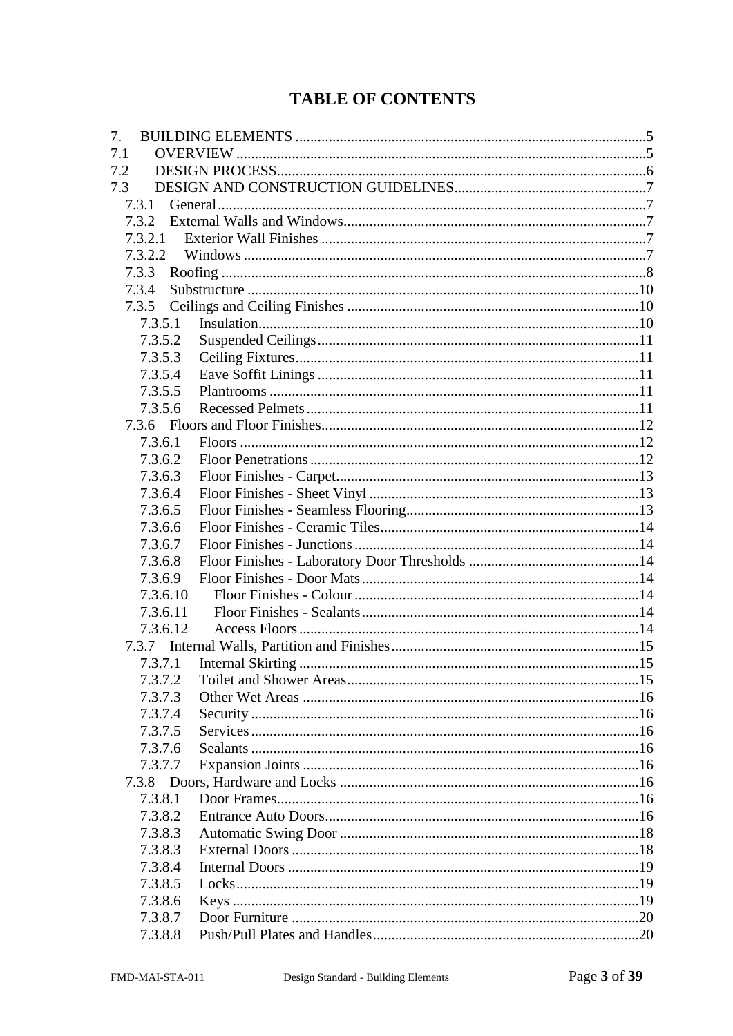# TABLE OF CONTENTS

7. BUILDING ELEMENTS ... 5
7.1 OVERVIEW ... 5
7.2 DESIGN PROCESS ... 6
7.3 DESIGN AND CONSTRUCTION GUIDELINES ... 7
- 7.3.1 General ... 7
- 7.3.2 External Walls and Windows ... 7
- 7.3.2.1 Exterior Wall Finishes ... 7
- 7.3.2.2 Windows ... 7
- 7.3.3 Roofing ... 8
- 7.3.4 Substructure ... 10
- 7.3.5 Ceilings and Ceiling Finishes ... 10
  - 7.3.5.1 Insulation ... 10
  - 7.3.5.2 Suspended Ceilings ... 11
  - 7.3.5.3 Ceiling Fixtures ... 11
  - 7.3.5.4 Eave Soffit Linings ... 11
  - 7.3.5.5 Plantrooms ... 11
  - 7.3.5.6 Recessed Pelmets ... 11
- 7.3.6 Floors and Floor Finishes ... 12
  - 7.3.6.1 Floors ... 12
  - 7.3.6.2 Floor Penetrations ... 12
  - 7.3.6.3 Floor Finishes - Carpet ... 13
  - 7.3.6.4 Floor Finishes - Sheet Vinyl ... 13
  - 7.3.6.5 Floor Finishes - Seamless Flooring ... 13
  - 7.3.6.6 Floor Finishes - Ceramic Tiles ... 14
  - 7.3.6.7 Floor Finishes - Junctions ... 14
  - 7.3.6.8 Floor Finishes - Laboratory Door Thresholds ... 14
  - 7.3.6.9 Floor Finishes - Door Mats ... 14
  - 7.3.6.10 Floor Finishes - Colour ... 14
  - 7.3.6.11 Floor Finishes - Sealants ... 14
  - 7.3.6.12 Access Floors ... 14
- 7.3.7 Internal Walls, Partition and Finishes ... 15
  - 7.3.7.1 Internal Skirting ... 15
  - 7.3.7.2 Toilet and Shower Areas ... 15
  - 7.3.7.3 Other Wet Areas ... 16
  - 7.3.7.4 Security ... 16
  - 7.3.7.5 Services ... 16
  - 7.3.7.6 Sealants ... 16
  - 7.3.7.7 Expansion Joints ... 16
- 7.3.8 Doors, Hardware and Locks ... 16
  - 7.3.8.1 Door Frames ... 16
  - 7.3.8.2 Entrance Auto Doors ... 16
  - 7.3.8.3 Automatic Swing Door ... 18
  - 7.3.8.3 External Doors ... 18
  - 7.3.8.4 Internal Doors ... 19
  - 7.3.8.5 Locks ... 19
  - 7.3.8.6 Keys ... 19
  - 7.3.8.7 Door Furniture ... 20
  - 7.3.8.8 Push/Pull Plates and Handles ... 20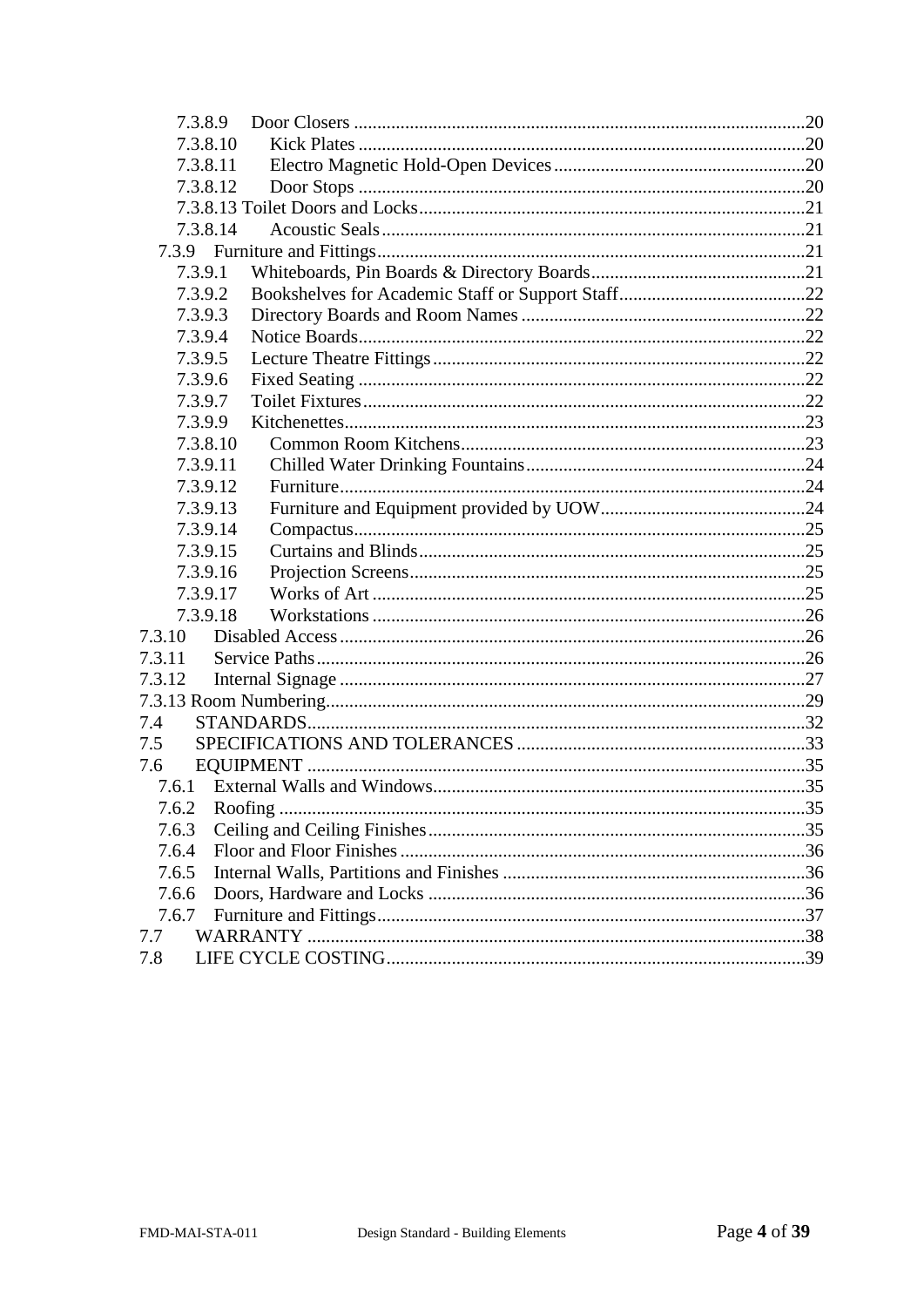7.3.8.9 Door Closers ....20
7.3.8.10 Kick Plates ....20
7.3.8.11 Electro Magnetic Hold-Open Devices ....20
7.3.8.12 Door Stops ....20
7.3.8.13 Toilet Doors and Locks ....21
7.3.8.14 Acoustic Seals ....21
7.3.9 Furniture and Fittings ....21
7.3.9.1 Whiteboards, Pin Boards & Directory Boards ....21
7.3.9.2 Bookshelves for Academic Staff or Support Staff ....22
7.3.9.3 Directory Boards and Room Names ....22
7.3.9.4 Notice Boards ....22
7.3.9.5 Lecture Theatre Fittings ....22
7.3.9.6 Fixed Seating ....22
7.3.9.7 Toilet Fixtures ....22
7.3.9.9 Kitchenettes ....23
7.3.8.10 Common Room Kitchens ....23
7.3.9.11 Chilled Water Drinking Fountains ....24
7.3.9.12 Furniture ....24
7.3.9.13 Furniture and Equipment provided by UOW ....24
7.3.9.14 Compactus ....25
7.3.9.15 Curtains and Blinds ....25
7.3.9.16 Projection Screens ....25
7.3.9.17 Works of Art ....25
7.3.9.18 Workstations ....26
7.3.10 Disabled Access ....26
7.3.11 Service Paths ....26
7.3.12 Internal Signage ....27
7.3.13 Room Numbering ....29
7.4 STANDARDS ....32
7.5 SPECIFICATIONS AND TOLERANCES ....33
7.6 EQUIPMENT ....35
7.6.1 External Walls and Windows ....35
7.6.2 Roofing ....35
7.6.3 Ceiling and Ceiling Finishes ....35
7.6.4 Floor and Floor Finishes ....36
7.6.5 Internal Walls, Partitions and Finishes ....36
7.6.6 Doors, Hardware and Locks ....36
7.6.7 Furniture and Fittings ....37
7.7 WARRANTY ....38
7.8 LIFE CYCLE COSTING ....39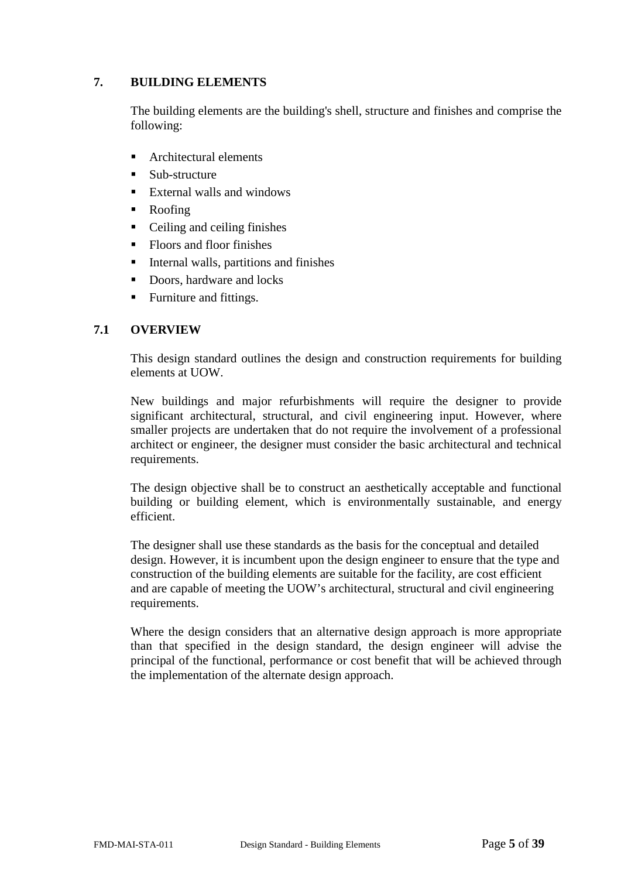## 7. BUILDING ELEMENTS

The building elements are the building's shell, structure and finishes and comprise the following:

- Architectural elements
- Sub-structure
- External walls and windows
- Roofing
- Ceiling and ceiling finishes
- Floors and floor finishes
- Internal walls, partitions and finishes
- Doors, hardware and locks
- Furniture and fittings.

### 7.1 OVERVIEW

This design standard outlines the design and construction requirements for building elements at UOW.

New buildings and major refurbishments will require the designer to provide significant architectural, structural, and civil engineering input. However, where smaller projects are undertaken that do not require the involvement of a professional architect or engineer, the designer must consider the basic architectural and technical requirements.

The design objective shall be to construct an aesthetically acceptable and functional building or building element, which is environmentally sustainable, and energy efficient.

The designer shall use these standards as the basis for the conceptual and detailed design. However, it is incumbent upon the design engineer to ensure that the type and construction of the building elements are suitable for the facility, are cost efficient and are capable of meeting the UOW's architectural, structural and civil engineering requirements.

Where the design considers that an alternative design approach is more appropriate than that specified in the design standard, the design engineer will advise the principal of the functional, performance or cost benefit that will be achieved through the implementation of the alternate design approach.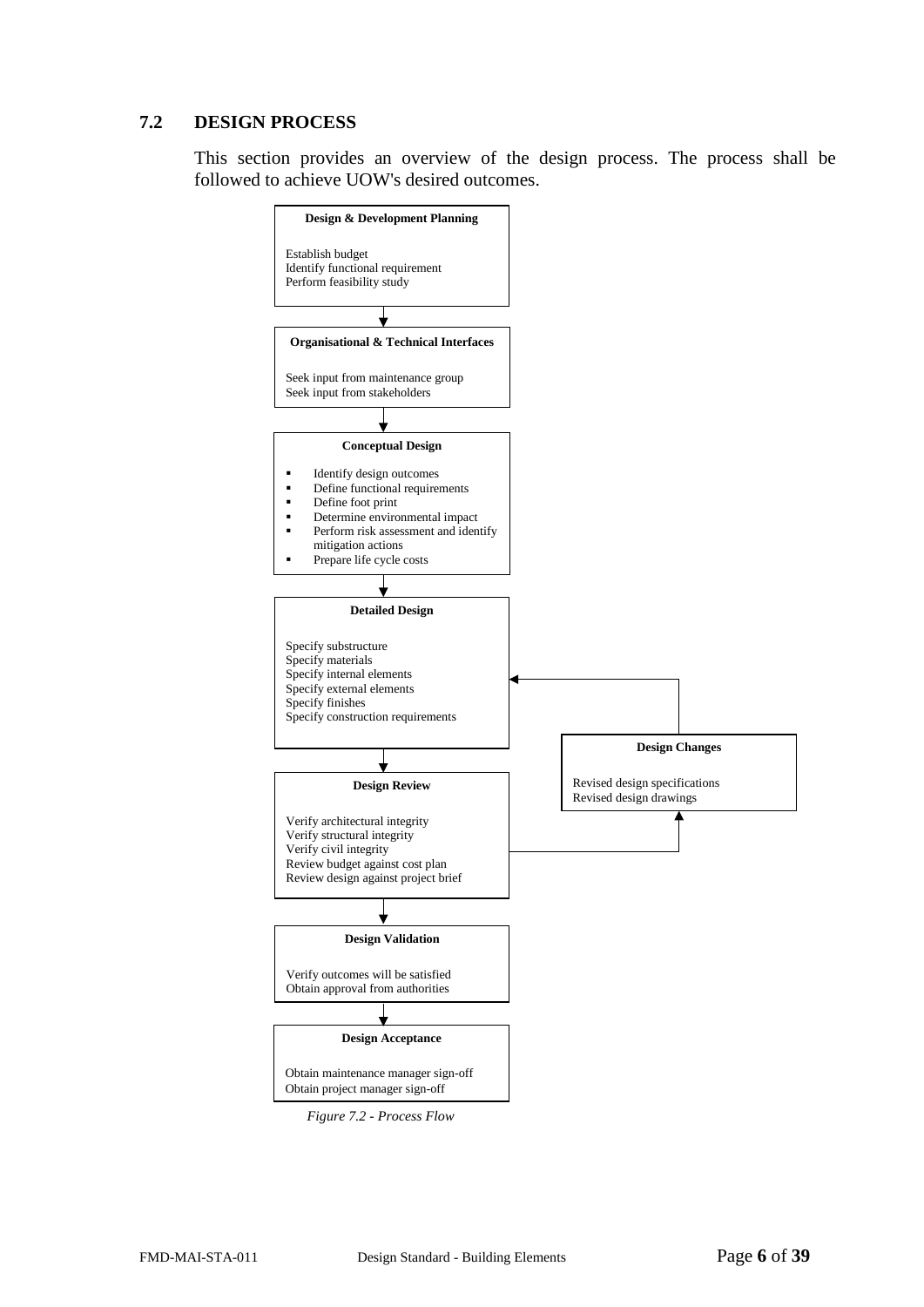### 7.2 DESIGN PROCESS

This section provides an overview of the design process. The process shall be followed to achieve UOW's desired outcomes.

**Design & Development Planning**

Establish budget
Identify functional requirement
Perform feasibility study

↓

**Organisational & Technical Interfaces**

Seek input from maintenance group
Seek input from stakeholders

↓

**Conceptual Design**

- Identify design outcomes
- Define functional requirements
- Define foot print
- Determine environmental impact
- Perform risk assessment and identify mitigation actions
- Prepare life cycle costs

↓

**Detailed Design**

Specify substructure
Specify materials
Specify internal elements
Specify external elements
Specify finishes
Specify construction requirements

↓

**Design Review**

Verify architectural integrity
Verify structural integrity
Verify civil integrity
Review budget against cost plan
Review design against project brief

→ **Design Changes**

Revised design specifications
Revised design drawings

→ (returns to Detailed Design)

↓

**Design Validation**

Verify outcomes will be satisfied
Obtain approval from authorities

↓

**Design Acceptance**

Obtain maintenance manager sign-off
Obtain project manager sign-off

*Figure 7.2 - Process Flow*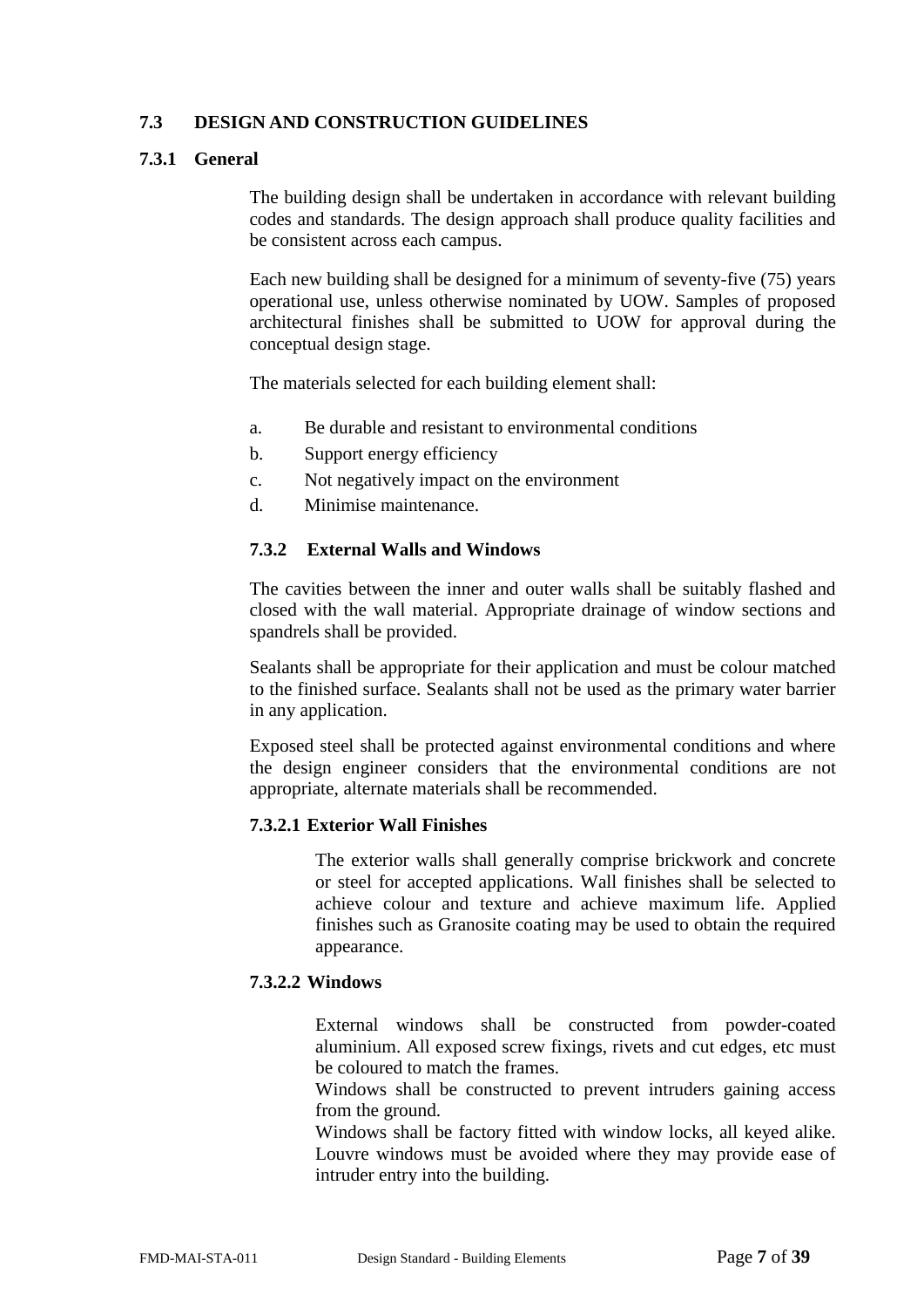## 7.3 DESIGN AND CONSTRUCTION GUIDELINES

### 7.3.1 General

The building design shall be undertaken in accordance with relevant building codes and standards. The design approach shall produce quality facilities and be consistent across each campus.

Each new building shall be designed for a minimum of seventy-five (75) years operational use, unless otherwise nominated by UOW. Samples of proposed architectural finishes shall be submitted to UOW for approval during the conceptual design stage.

The materials selected for each building element shall:

a. Be durable and resistant to environmental conditions
b. Support energy efficiency
c. Not negatively impact on the environment
d. Minimise maintenance.

### 7.3.2 External Walls and Windows

The cavities between the inner and outer walls shall be suitably flashed and closed with the wall material. Appropriate drainage of window sections and spandrels shall be provided.

Sealants shall be appropriate for their application and must be colour matched to the finished surface. Sealants shall not be used as the primary water barrier in any application.

Exposed steel shall be protected against environmental conditions and where the design engineer considers that the environmental conditions are not appropriate, alternate materials shall be recommended.

#### 7.3.2.1 Exterior Wall Finishes

The exterior walls shall generally comprise brickwork and concrete or steel for accepted applications. Wall finishes shall be selected to achieve colour and texture and achieve maximum life. Applied finishes such as Granosite coating may be used to obtain the required appearance.

#### 7.3.2.2 Windows

External windows shall be constructed from powder-coated aluminium. All exposed screw fixings, rivets and cut edges, etc must be coloured to match the frames.

Windows shall be constructed to prevent intruders gaining access from the ground.

Windows shall be factory fitted with window locks, all keyed alike. Louvre windows must be avoided where they may provide ease of intruder entry into the building.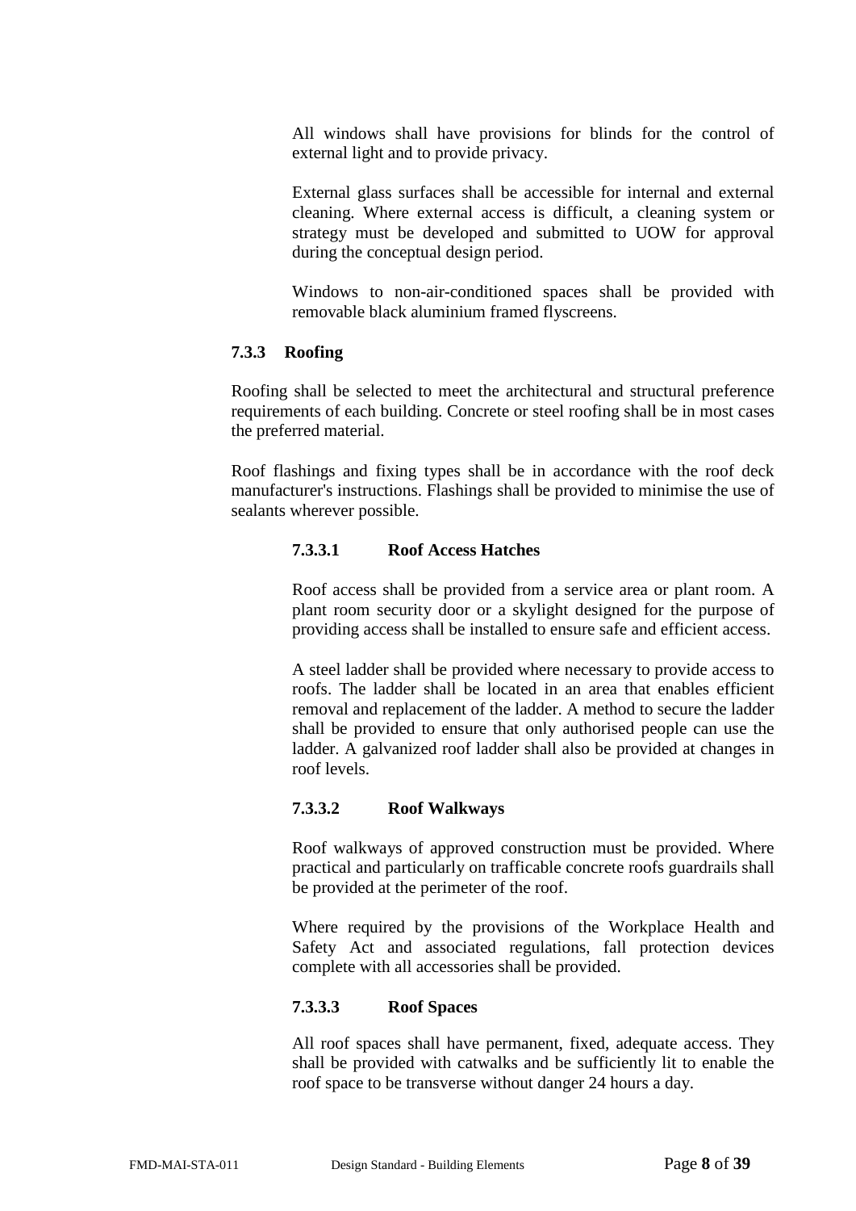All windows shall have provisions for blinds for the control of external light and to provide privacy.

External glass surfaces shall be accessible for internal and external cleaning. Where external access is difficult, a cleaning system or strategy must be developed and submitted to UOW for approval during the conceptual design period.

Windows to non-air-conditioned spaces shall be provided with removable black aluminium framed flyscreens.

### 7.3.3 Roofing

Roofing shall be selected to meet the architectural and structural preference requirements of each building. Concrete or steel roofing shall be in most cases the preferred material.

Roof flashings and fixing types shall be in accordance with the roof deck manufacturer's instructions. Flashings shall be provided to minimise the use of sealants wherever possible.

#### 7.3.3.1 Roof Access Hatches

Roof access shall be provided from a service area or plant room. A plant room security door or a skylight designed for the purpose of providing access shall be installed to ensure safe and efficient access.

A steel ladder shall be provided where necessary to provide access to roofs. The ladder shall be located in an area that enables efficient removal and replacement of the ladder. A method to secure the ladder shall be provided to ensure that only authorised people can use the ladder. A galvanized roof ladder shall also be provided at changes in roof levels.

#### 7.3.3.2 Roof Walkways

Roof walkways of approved construction must be provided. Where practical and particularly on trafficable concrete roofs guardrails shall be provided at the perimeter of the roof.

Where required by the provisions of the Workplace Health and Safety Act and associated regulations, fall protection devices complete with all accessories shall be provided.

#### 7.3.3.3 Roof Spaces

All roof spaces shall have permanent, fixed, adequate access. They shall be provided with catwalks and be sufficiently lit to enable the roof space to be transverse without danger 24 hours a day.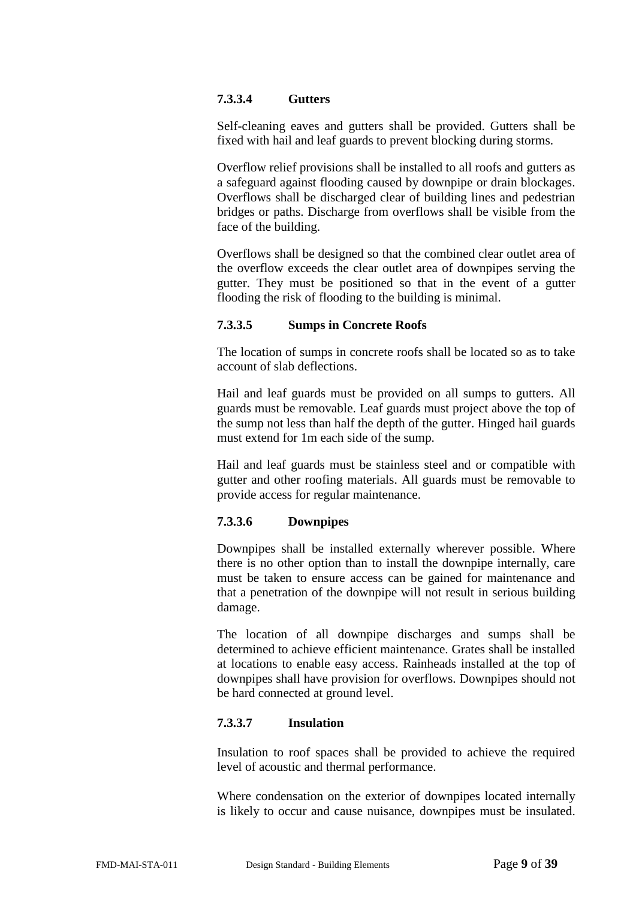#### 7.3.3.4 Gutters

Self-cleaning eaves and gutters shall be provided. Gutters shall be fixed with hail and leaf guards to prevent blocking during storms.

Overflow relief provisions shall be installed to all roofs and gutters as a safeguard against flooding caused by downpipe or drain blockages. Overflows shall be discharged clear of building lines and pedestrian bridges or paths. Discharge from overflows shall be visible from the face of the building.

Overflows shall be designed so that the combined clear outlet area of the overflow exceeds the clear outlet area of downpipes serving the gutter. They must be positioned so that in the event of a gutter flooding the risk of flooding to the building is minimal.

#### 7.3.3.5 Sumps in Concrete Roofs

The location of sumps in concrete roofs shall be located so as to take account of slab deflections.

Hail and leaf guards must be provided on all sumps to gutters. All guards must be removable. Leaf guards must project above the top of the sump not less than half the depth of the gutter. Hinged hail guards must extend for 1m each side of the sump.

Hail and leaf guards must be stainless steel and or compatible with gutter and other roofing materials. All guards must be removable to provide access for regular maintenance.

#### 7.3.3.6 Downpipes

Downpipes shall be installed externally wherever possible. Where there is no other option than to install the downpipe internally, care must be taken to ensure access can be gained for maintenance and that a penetration of the downpipe will not result in serious building damage.

The location of all downpipe discharges and sumps shall be determined to achieve efficient maintenance. Grates shall be installed at locations to enable easy access. Rainheads installed at the top of downpipes shall have provision for overflows. Downpipes should not be hard connected at ground level.

#### 7.3.3.7 Insulation

Insulation to roof spaces shall be provided to achieve the required level of acoustic and thermal performance.

Where condensation on the exterior of downpipes located internally is likely to occur and cause nuisance, downpipes must be insulated.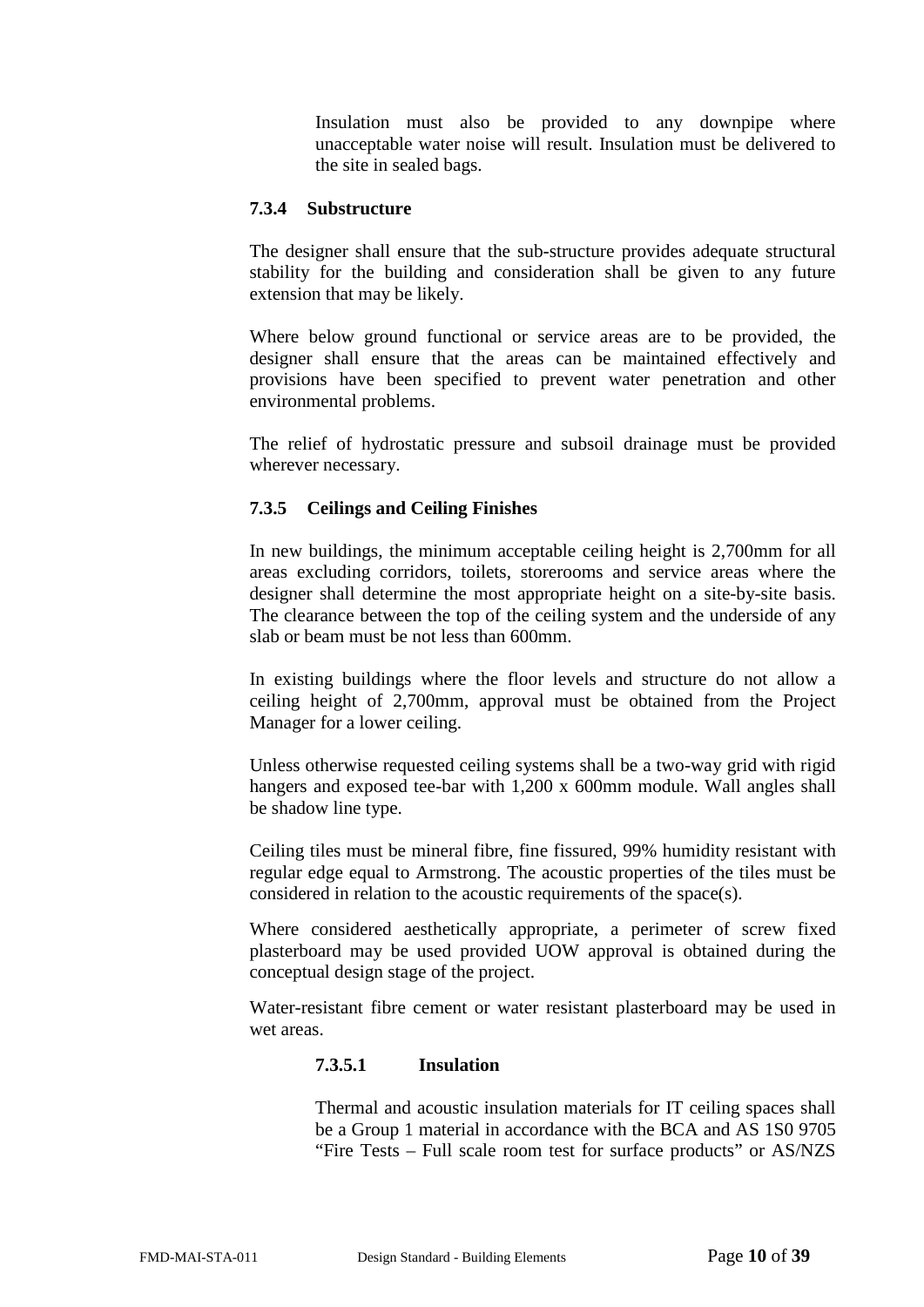Insulation must also be provided to any downpipe where unacceptable water noise will result. Insulation must be delivered to the site in sealed bags.

### 7.3.4 Substructure

The designer shall ensure that the sub-structure provides adequate structural stability for the building and consideration shall be given to any future extension that may be likely.

Where below ground functional or service areas are to be provided, the designer shall ensure that the areas can be maintained effectively and provisions have been specified to prevent water penetration and other environmental problems.

The relief of hydrostatic pressure and subsoil drainage must be provided wherever necessary.

### 7.3.5 Ceilings and Ceiling Finishes

In new buildings, the minimum acceptable ceiling height is 2,700mm for all areas excluding corridors, toilets, storerooms and service areas where the designer shall determine the most appropriate height on a site-by-site basis. The clearance between the top of the ceiling system and the underside of any slab or beam must be not less than 600mm.

In existing buildings where the floor levels and structure do not allow a ceiling height of 2,700mm, approval must be obtained from the Project Manager for a lower ceiling.

Unless otherwise requested ceiling systems shall be a two-way grid with rigid hangers and exposed tee-bar with 1,200 x 600mm module. Wall angles shall be shadow line type.

Ceiling tiles must be mineral fibre, fine fissured, 99% humidity resistant with regular edge equal to Armstrong. The acoustic properties of the tiles must be considered in relation to the acoustic requirements of the space(s).

Where considered aesthetically appropriate, a perimeter of screw fixed plasterboard may be used provided UOW approval is obtained during the conceptual design stage of the project.

Water-resistant fibre cement or water resistant plasterboard may be used in wet areas.

#### 7.3.5.1 Insulation

Thermal and acoustic insulation materials for IT ceiling spaces shall be a Group 1 material in accordance with the BCA and AS 1S0 9705 "Fire Tests – Full scale room test for surface products" or AS/NZS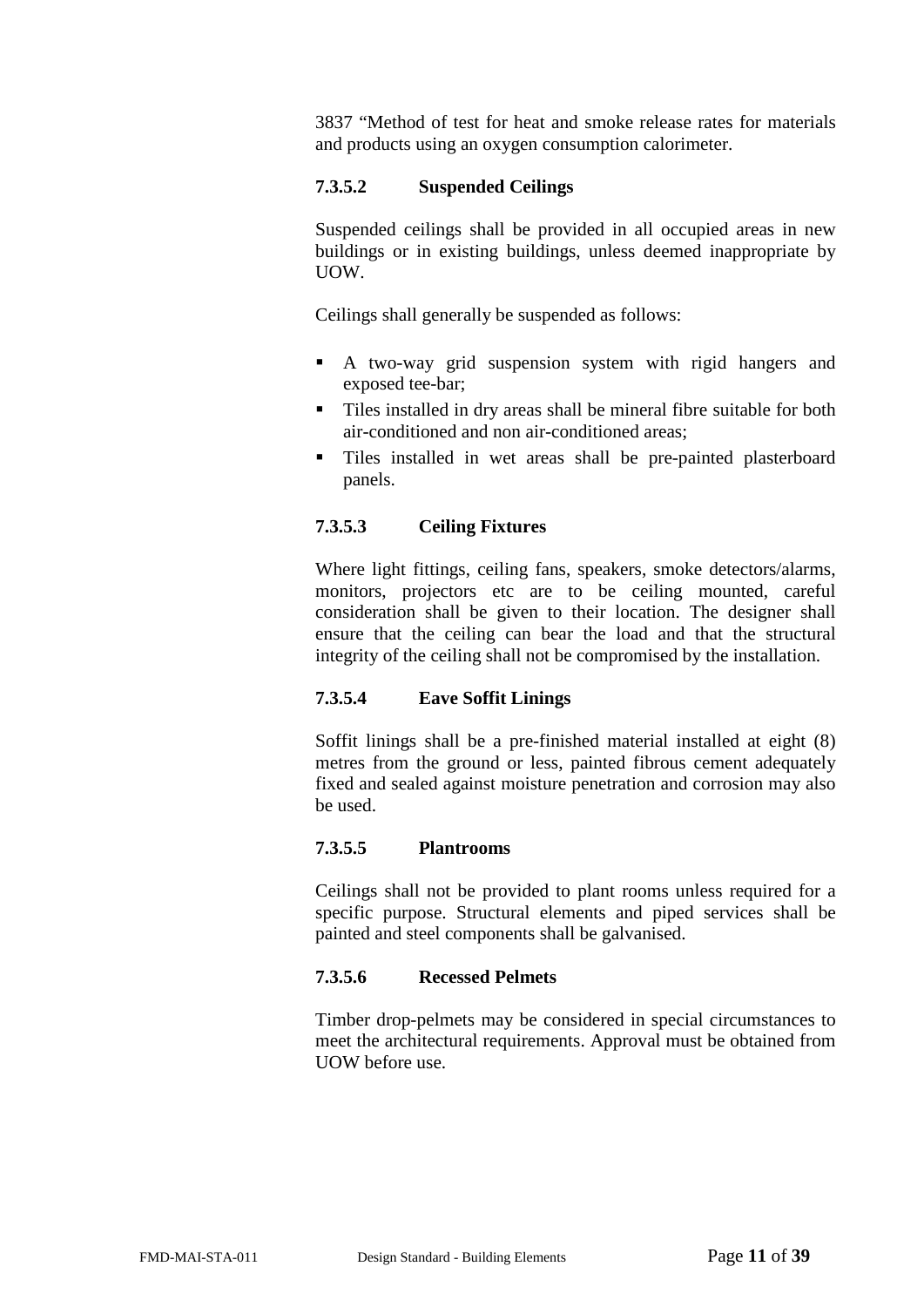3837 "Method of test for heat and smoke release rates for materials and products using an oxygen consumption calorimeter.

#### 7.3.5.2 Suspended Ceilings

Suspended ceilings shall be provided in all occupied areas in new buildings or in existing buildings, unless deemed inappropriate by UOW.

Ceilings shall generally be suspended as follows:

- A two-way grid suspension system with rigid hangers and exposed tee-bar;
- Tiles installed in dry areas shall be mineral fibre suitable for both air-conditioned and non air-conditioned areas;
- Tiles installed in wet areas shall be pre-painted plasterboard panels.

#### 7.3.5.3 Ceiling Fixtures

Where light fittings, ceiling fans, speakers, smoke detectors/alarms, monitors, projectors etc are to be ceiling mounted, careful consideration shall be given to their location. The designer shall ensure that the ceiling can bear the load and that the structural integrity of the ceiling shall not be compromised by the installation.

#### 7.3.5.4 Eave Soffit Linings

Soffit linings shall be a pre-finished material installed at eight (8) metres from the ground or less, painted fibrous cement adequately fixed and sealed against moisture penetration and corrosion may also be used.

#### 7.3.5.5 Plantrooms

Ceilings shall not be provided to plant rooms unless required for a specific purpose. Structural elements and piped services shall be painted and steel components shall be galvanised.

#### 7.3.5.6 Recessed Pelmets

Timber drop-pelmets may be considered in special circumstances to meet the architectural requirements. Approval must be obtained from UOW before use.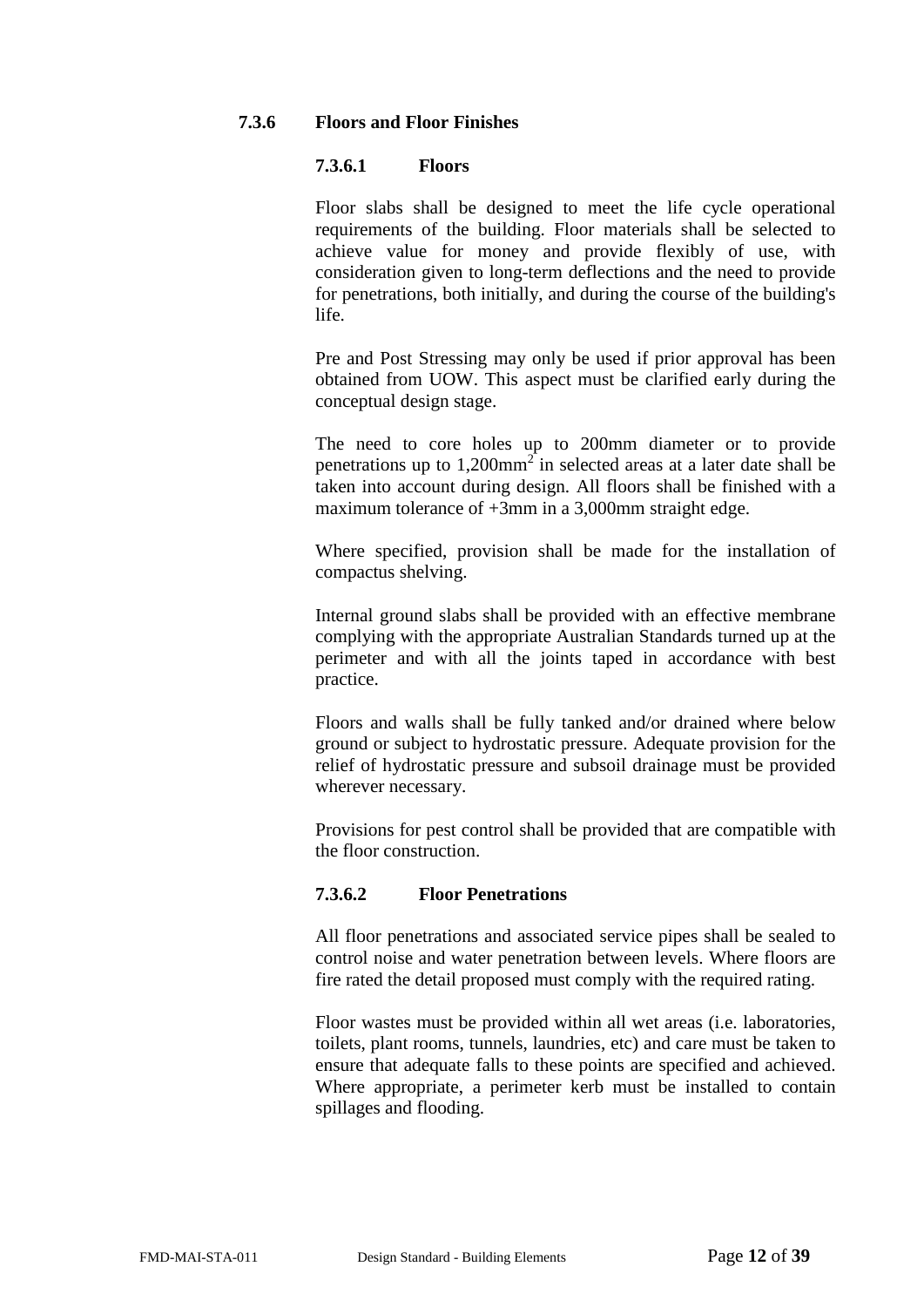### 7.3.6 Floors and Floor Finishes

#### 7.3.6.1 Floors

Floor slabs shall be designed to meet the life cycle operational requirements of the building. Floor materials shall be selected to achieve value for money and provide flexibly of use, with consideration given to long-term deflections and the need to provide for penetrations, both initially, and during the course of the building's life.

Pre and Post Stressing may only be used if prior approval has been obtained from UOW. This aspect must be clarified early during the conceptual design stage.

The need to core holes up to 200mm diameter or to provide penetrations up to $1,200mm^2$ in selected areas at a later date shall be taken into account during design. All floors shall be finished with a maximum tolerance of +3mm in a 3,000mm straight edge.

Where specified, provision shall be made for the installation of compactus shelving.

Internal ground slabs shall be provided with an effective membrane complying with the appropriate Australian Standards turned up at the perimeter and with all the joints taped in accordance with best practice.

Floors and walls shall be fully tanked and/or drained where below ground or subject to hydrostatic pressure. Adequate provision for the relief of hydrostatic pressure and subsoil drainage must be provided wherever necessary.

Provisions for pest control shall be provided that are compatible with the floor construction.

#### 7.3.6.2 Floor Penetrations

All floor penetrations and associated service pipes shall be sealed to control noise and water penetration between levels. Where floors are fire rated the detail proposed must comply with the required rating.

Floor wastes must be provided within all wet areas (i.e. laboratories, toilets, plant rooms, tunnels, laundries, etc) and care must be taken to ensure that adequate falls to these points are specified and achieved. Where appropriate, a perimeter kerb must be installed to contain spillages and flooding.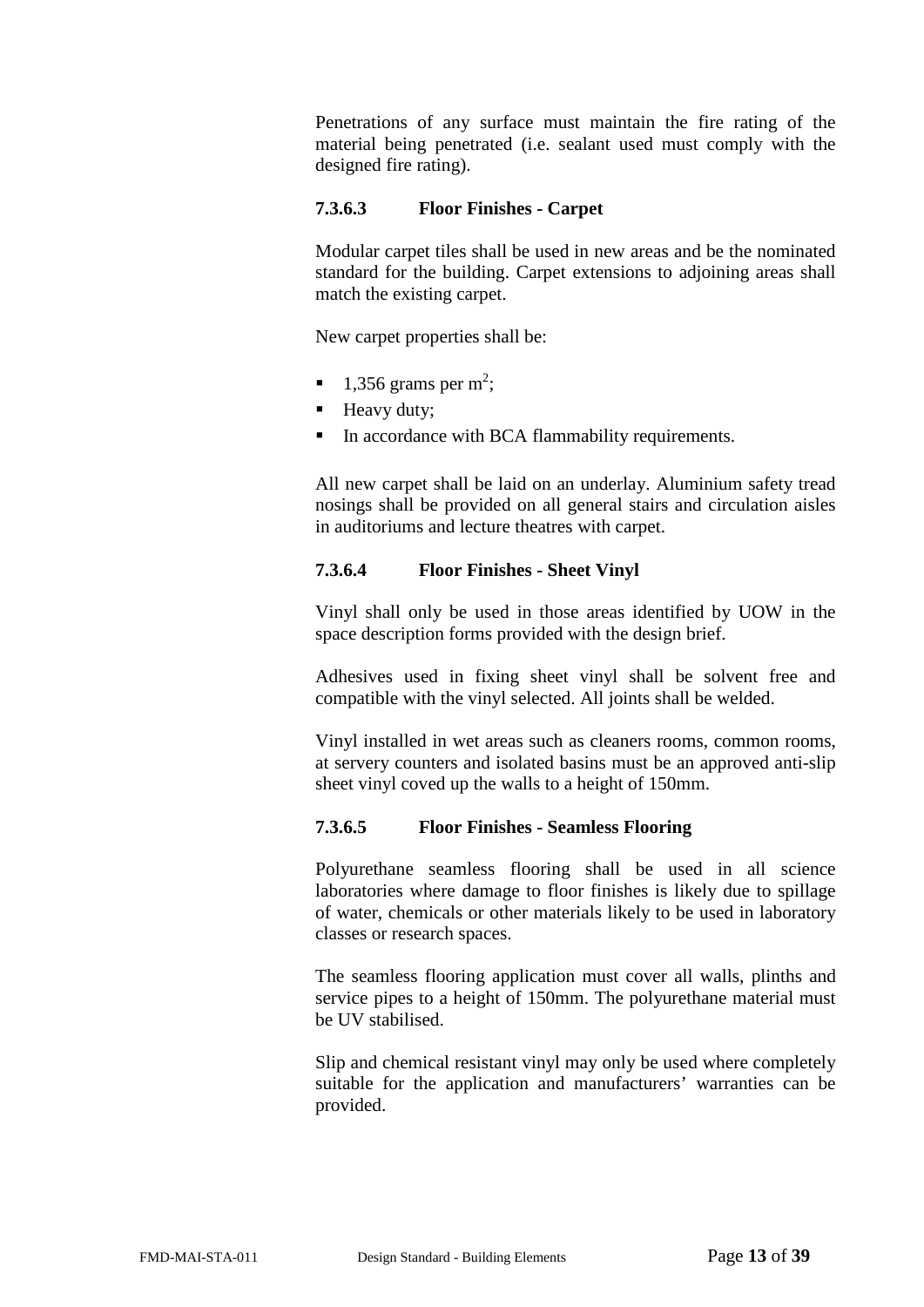Penetrations of any surface must maintain the fire rating of the material being penetrated (i.e. sealant used must comply with the designed fire rating).

#### 7.3.6.3 Floor Finishes - Carpet

Modular carpet tiles shall be used in new areas and be the nominated standard for the building. Carpet extensions to adjoining areas shall match the existing carpet.

New carpet properties shall be:

- 1,356 grams per $m^2$;
- Heavy duty;
- In accordance with BCA flammability requirements.

All new carpet shall be laid on an underlay. Aluminium safety tread nosings shall be provided on all general stairs and circulation aisles in auditoriums and lecture theatres with carpet.

#### 7.3.6.4 Floor Finishes - Sheet Vinyl

Vinyl shall only be used in those areas identified by UOW in the space description forms provided with the design brief.

Adhesives used in fixing sheet vinyl shall be solvent free and compatible with the vinyl selected. All joints shall be welded.

Vinyl installed in wet areas such as cleaners rooms, common rooms, at servery counters and isolated basins must be an approved anti-slip sheet vinyl coved up the walls to a height of 150mm.

#### 7.3.6.5 Floor Finishes - Seamless Flooring

Polyurethane seamless flooring shall be used in all science laboratories where damage to floor finishes is likely due to spillage of water, chemicals or other materials likely to be used in laboratory classes or research spaces.

The seamless flooring application must cover all walls, plinths and service pipes to a height of 150mm. The polyurethane material must be UV stabilised.

Slip and chemical resistant vinyl may only be used where completely suitable for the application and manufacturers' warranties can be provided.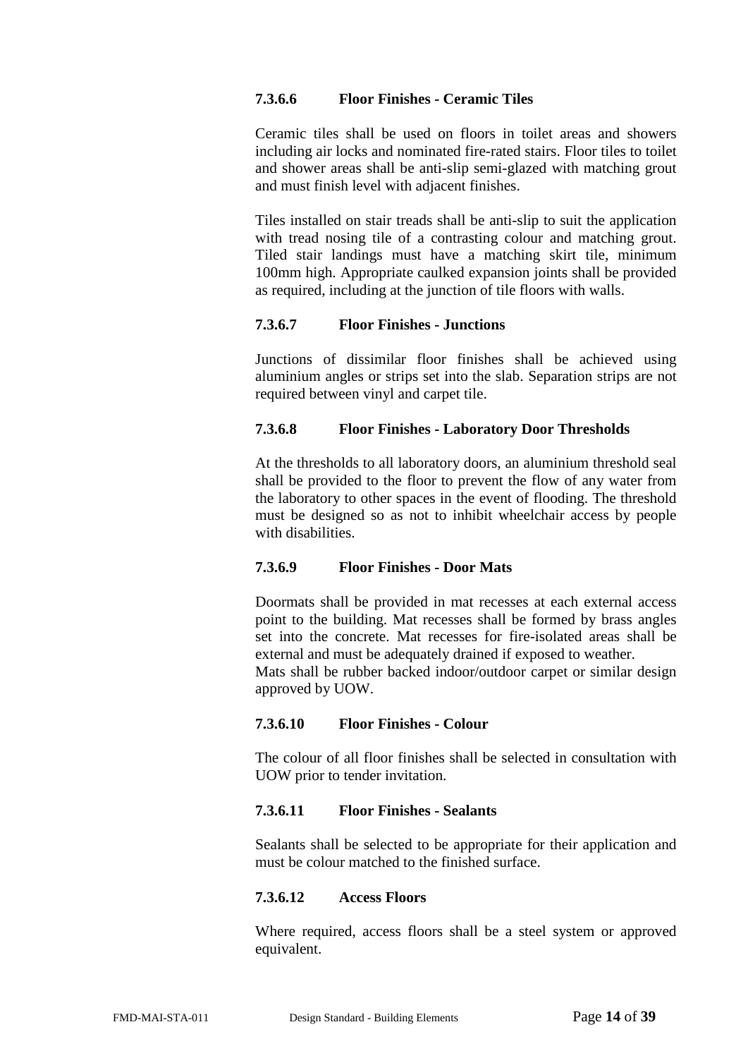#### 7.3.6.6 Floor Finishes - Ceramic Tiles

Ceramic tiles shall be used on floors in toilet areas and showers including air locks and nominated fire-rated stairs. Floor tiles to toilet and shower areas shall be anti-slip semi-glazed with matching grout and must finish level with adjacent finishes.

Tiles installed on stair treads shall be anti-slip to suit the application with tread nosing tile of a contrasting colour and matching grout. Tiled stair landings must have a matching skirt tile, minimum 100mm high. Appropriate caulked expansion joints shall be provided as required, including at the junction of tile floors with walls.

#### 7.3.6.7 Floor Finishes - Junctions

Junctions of dissimilar floor finishes shall be achieved using aluminium angles or strips set into the slab. Separation strips are not required between vinyl and carpet tile.

#### 7.3.6.8 Floor Finishes - Laboratory Door Thresholds

At the thresholds to all laboratory doors, an aluminium threshold seal shall be provided to the floor to prevent the flow of any water from the laboratory to other spaces in the event of flooding. The threshold must be designed so as not to inhibit wheelchair access by people with disabilities.

#### 7.3.6.9 Floor Finishes - Door Mats

Doormats shall be provided in mat recesses at each external access point to the building. Mat recesses shall be formed by brass angles set into the concrete. Mat recesses for fire-isolated areas shall be external and must be adequately drained if exposed to weather.
Mats shall be rubber backed indoor/outdoor carpet or similar design approved by UOW.

#### 7.3.6.10 Floor Finishes - Colour

The colour of all floor finishes shall be selected in consultation with UOW prior to tender invitation.

#### 7.3.6.11 Floor Finishes - Sealants

Sealants shall be selected to be appropriate for their application and must be colour matched to the finished surface.

#### 7.3.6.12 Access Floors

Where required, access floors shall be a steel system or approved equivalent.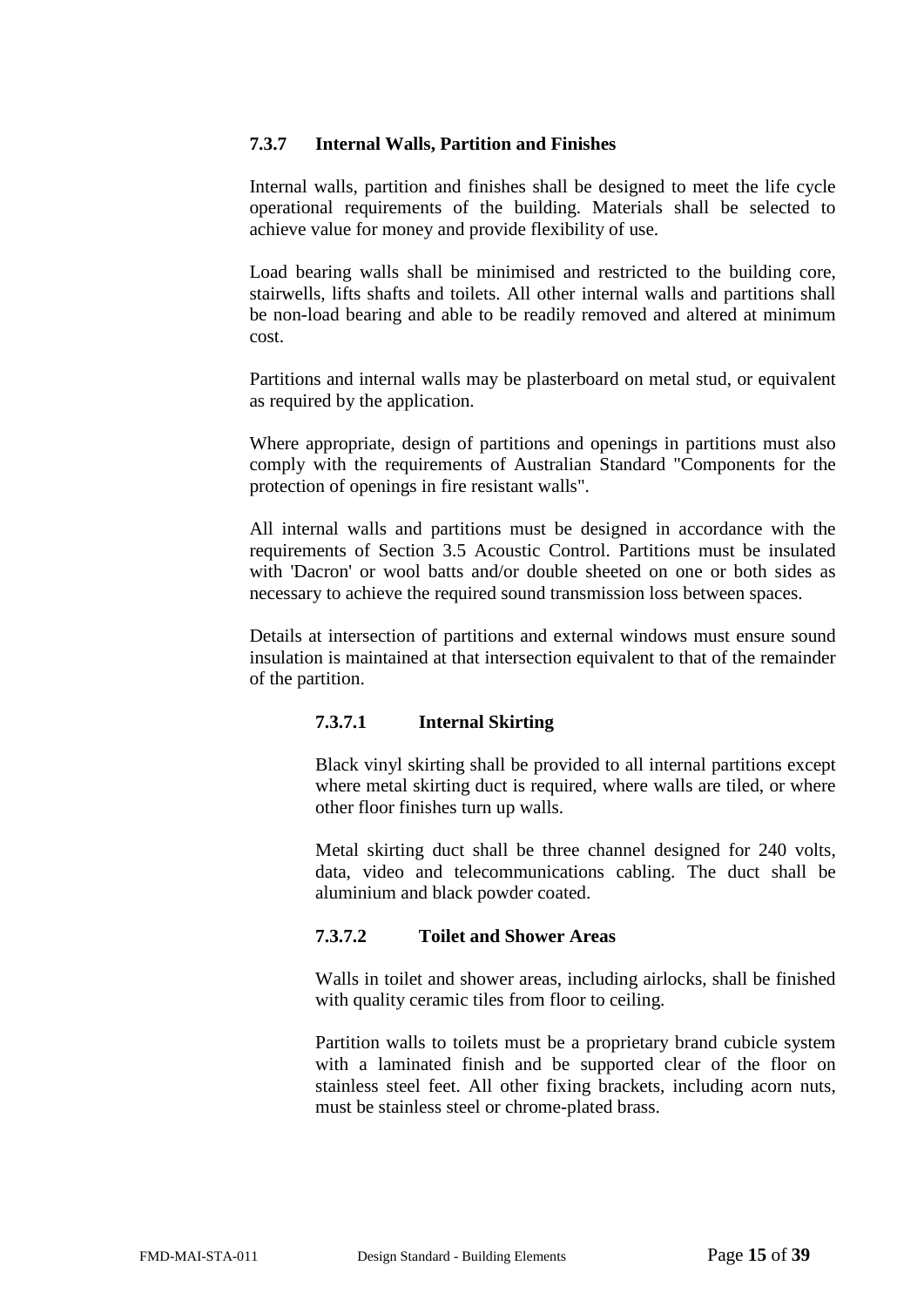### 7.3.7 Internal Walls, Partition and Finishes

Internal walls, partition and finishes shall be designed to meet the life cycle operational requirements of the building. Materials shall be selected to achieve value for money and provide flexibility of use.

Load bearing walls shall be minimised and restricted to the building core, stairwells, lifts shafts and toilets. All other internal walls and partitions shall be non-load bearing and able to be readily removed and altered at minimum cost.

Partitions and internal walls may be plasterboard on metal stud, or equivalent as required by the application.

Where appropriate, design of partitions and openings in partitions must also comply with the requirements of Australian Standard "Components for the protection of openings in fire resistant walls".

All internal walls and partitions must be designed in accordance with the requirements of Section 3.5 Acoustic Control. Partitions must be insulated with 'Dacron' or wool batts and/or double sheeted on one or both sides as necessary to achieve the required sound transmission loss between spaces.

Details at intersection of partitions and external windows must ensure sound insulation is maintained at that intersection equivalent to that of the remainder of the partition.

#### 7.3.7.1 Internal Skirting

Black vinyl skirting shall be provided to all internal partitions except where metal skirting duct is required, where walls are tiled, or where other floor finishes turn up walls.

Metal skirting duct shall be three channel designed for 240 volts, data, video and telecommunications cabling. The duct shall be aluminium and black powder coated.

#### 7.3.7.2 Toilet and Shower Areas

Walls in toilet and shower areas, including airlocks, shall be finished with quality ceramic tiles from floor to ceiling.

Partition walls to toilets must be a proprietary brand cubicle system with a laminated finish and be supported clear of the floor on stainless steel feet. All other fixing brackets, including acorn nuts, must be stainless steel or chrome-plated brass.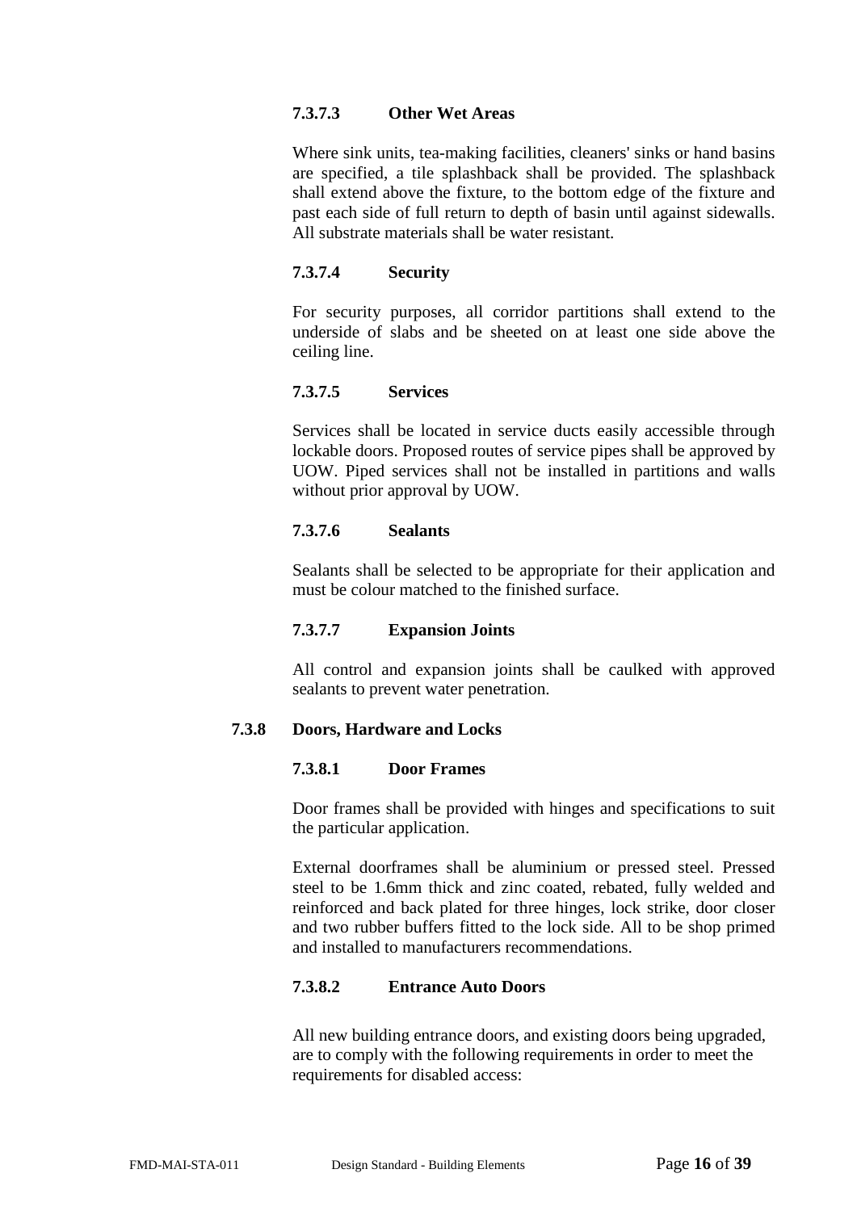#### 7.3.7.3 Other Wet Areas

Where sink units, tea-making facilities, cleaners' sinks or hand basins are specified, a tile splashback shall be provided. The splashback shall extend above the fixture, to the bottom edge of the fixture and past each side of full return to depth of basin until against sidewalls. All substrate materials shall be water resistant.

#### 7.3.7.4 Security

For security purposes, all corridor partitions shall extend to the underside of slabs and be sheeted on at least one side above the ceiling line.

#### 7.3.7.5 Services

Services shall be located in service ducts easily accessible through lockable doors. Proposed routes of service pipes shall be approved by UOW. Piped services shall not be installed in partitions and walls without prior approval by UOW.

#### 7.3.7.6 Sealants

Sealants shall be selected to be appropriate for their application and must be colour matched to the finished surface.

#### 7.3.7.7 Expansion Joints

All control and expansion joints shall be caulked with approved sealants to prevent water penetration.

### 7.3.8 Doors, Hardware and Locks

#### 7.3.8.1 Door Frames

Door frames shall be provided with hinges and specifications to suit the particular application.

External doorframes shall be aluminium or pressed steel. Pressed steel to be 1.6mm thick and zinc coated, rebated, fully welded and reinforced and back plated for three hinges, lock strike, door closer and two rubber buffers fitted to the lock side. All to be shop primed and installed to manufacturers recommendations.

#### 7.3.8.2 Entrance Auto Doors

All new building entrance doors, and existing doors being upgraded, are to comply with the following requirements in order to meet the requirements for disabled access: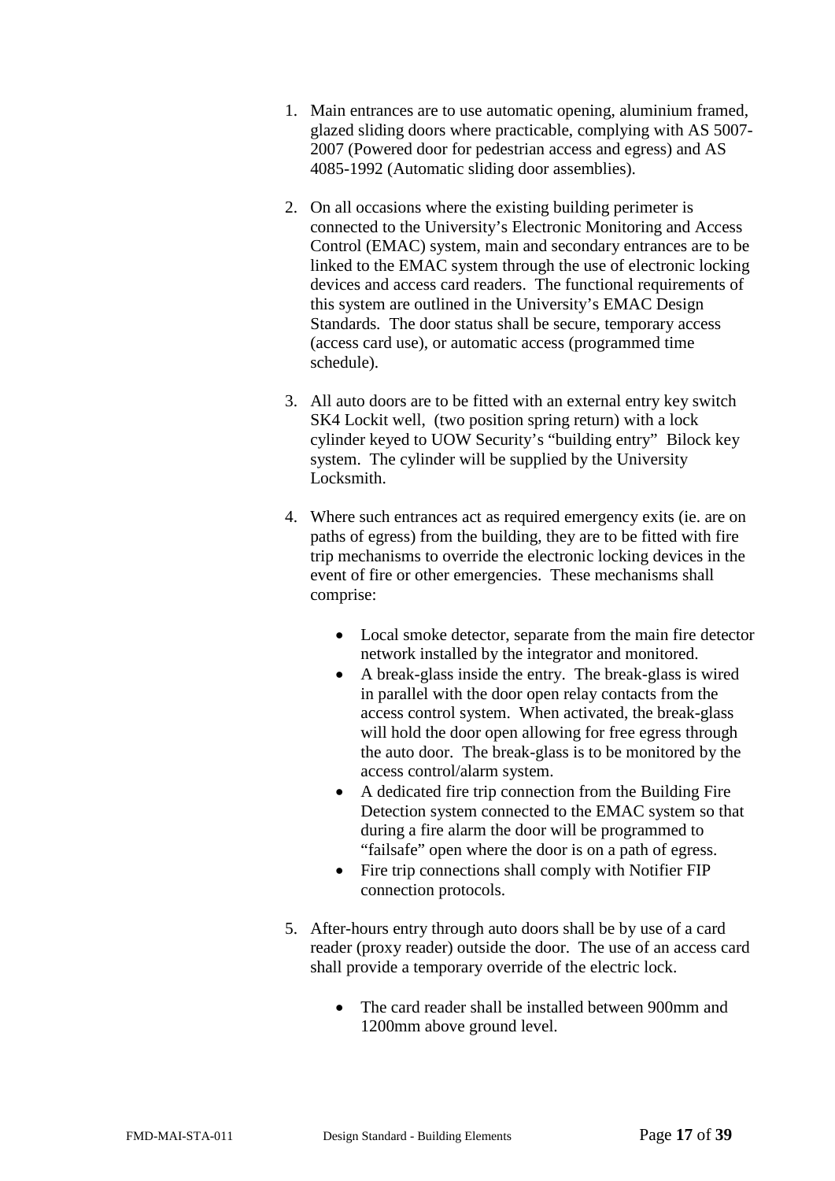1. Main entrances are to use automatic opening, aluminium framed, glazed sliding doors where practicable, complying with AS 5007-2007 (Powered door for pedestrian access and egress) and AS 4085-1992 (Automatic sliding door assemblies).

2. On all occasions where the existing building perimeter is connected to the University's Electronic Monitoring and Access Control (EMAC) system, main and secondary entrances are to be linked to the EMAC system through the use of electronic locking devices and access card readers. The functional requirements of this system are outlined in the University's EMAC Design Standards. The door status shall be secure, temporary access (access card use), or automatic access (programmed time schedule).

3. All auto doors are to be fitted with an external entry key switch SK4 Lockit well, (two position spring return) with a lock cylinder keyed to UOW Security's "building entry" Bilock key system. The cylinder will be supplied by the University Locksmith.

4. Where such entrances act as required emergency exits (ie. are on paths of egress) from the building, they are to be fitted with fire trip mechanisms to override the electronic locking devices in the event of fire or other emergencies. These mechanisms shall comprise:

    - Local smoke detector, separate from the main fire detector network installed by the integrator and monitored.
    - A break-glass inside the entry. The break-glass is wired in parallel with the door open relay contacts from the access control system. When activated, the break-glass will hold the door open allowing for free egress through the auto door. The break-glass is to be monitored by the access control/alarm system.
    - A dedicated fire trip connection from the Building Fire Detection system connected to the EMAC system so that during a fire alarm the door will be programmed to "failsafe" open where the door is on a path of egress.
    - Fire trip connections shall comply with Notifier FIP connection protocols.

5. After-hours entry through auto doors shall be by use of a card reader (proxy reader) outside the door. The use of an access card shall provide a temporary override of the electric lock.

    - The card reader shall be installed between 900mm and 1200mm above ground level.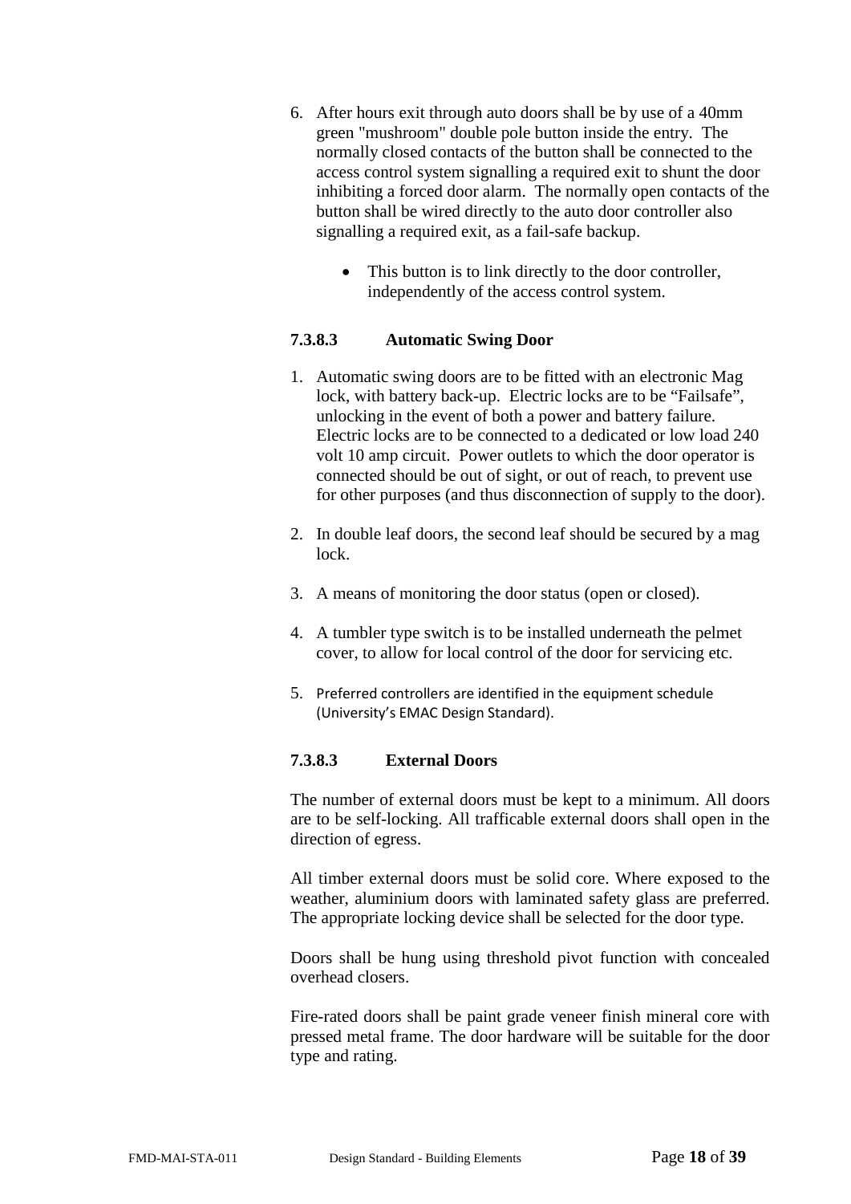6. After hours exit through auto doors shall be by use of a 40mm green "mushroom" double pole button inside the entry. The normally closed contacts of the button shall be connected to the access control system signalling a required exit to shunt the door inhibiting a forced door alarm. The normally open contacts of the button shall be wired directly to the auto door controller also signalling a required exit, as a fail-safe backup.

    - This button is to link directly to the door controller, independently of the access control system.

#### 7.3.8.3 Automatic Swing Door

1. Automatic swing doors are to be fitted with an electronic Mag lock, with battery back-up. Electric locks are to be "Failsafe", unlocking in the event of both a power and battery failure. Electric locks are to be connected to a dedicated or low load 240 volt 10 amp circuit. Power outlets to which the door operator is connected should be out of sight, or out of reach, to prevent use for other purposes (and thus disconnection of supply to the door).

2. In double leaf doors, the second leaf should be secured by a mag lock.

3. A means of monitoring the door status (open or closed).

4. A tumbler type switch is to be installed underneath the pelmet cover, to allow for local control of the door for servicing etc.

5. Preferred controllers are identified in the equipment schedule (University's EMAC Design Standard).

#### 7.3.8.3 External Doors

The number of external doors must be kept to a minimum. All doors are to be self-locking. All trafficable external doors shall open in the direction of egress.

All timber external doors must be solid core. Where exposed to the weather, aluminium doors with laminated safety glass are preferred. The appropriate locking device shall be selected for the door type.

Doors shall be hung using threshold pivot function with concealed overhead closers.

Fire-rated doors shall be paint grade veneer finish mineral core with pressed metal frame. The door hardware will be suitable for the door type and rating.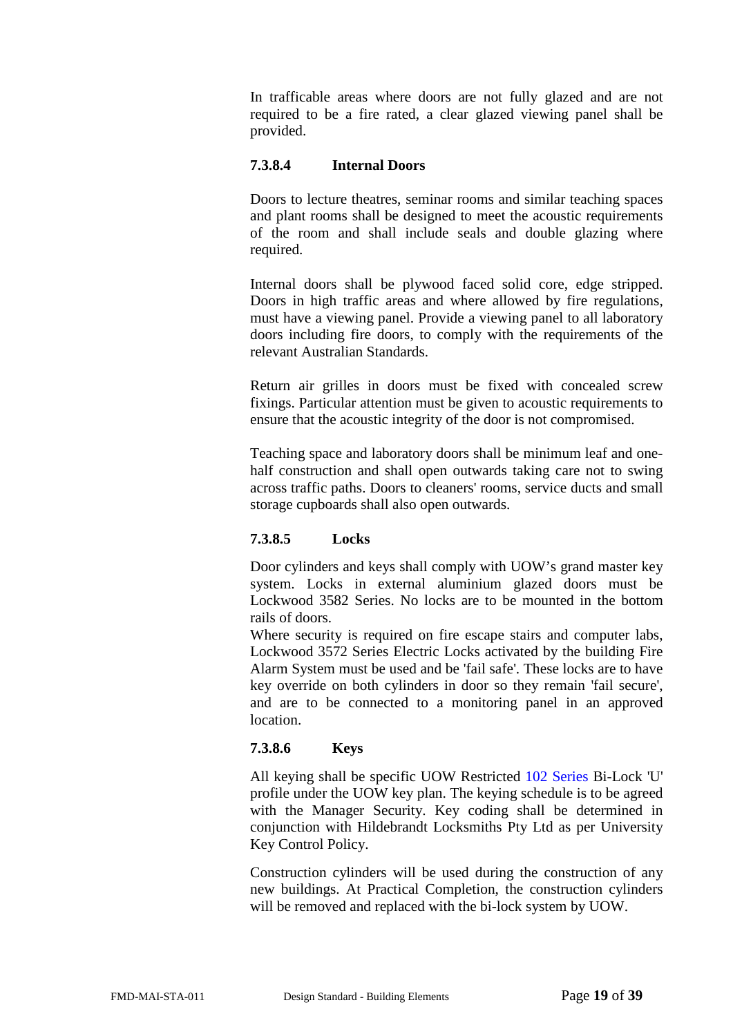In trafficable areas where doors are not fully glazed and are not required to be a fire rated, a clear glazed viewing panel shall be provided.

#### 7.3.8.4 Internal Doors

Doors to lecture theatres, seminar rooms and similar teaching spaces and plant rooms shall be designed to meet the acoustic requirements of the room and shall include seals and double glazing where required.

Internal doors shall be plywood faced solid core, edge stripped. Doors in high traffic areas and where allowed by fire regulations, must have a viewing panel. Provide a viewing panel to all laboratory doors including fire doors, to comply with the requirements of the relevant Australian Standards.

Return air grilles in doors must be fixed with concealed screw fixings. Particular attention must be given to acoustic requirements to ensure that the acoustic integrity of the door is not compromised.

Teaching space and laboratory doors shall be minimum leaf and one-half construction and shall open outwards taking care not to swing across traffic paths. Doors to cleaners' rooms, service ducts and small storage cupboards shall also open outwards.

#### 7.3.8.5 Locks

Door cylinders and keys shall comply with UOW's grand master key system. Locks in external aluminium glazed doors must be Lockwood 3582 Series. No locks are to be mounted in the bottom rails of doors.
Where security is required on fire escape stairs and computer labs, Lockwood 3572 Series Electric Locks activated by the building Fire Alarm System must be used and be 'fail safe'. These locks are to have key override on both cylinders in door so they remain 'fail secure', and are to be connected to a monitoring panel in an approved location.

#### 7.3.8.6 Keys

All keying shall be specific UOW Restricted 102 Series Bi-Lock 'U' profile under the UOW key plan. The keying schedule is to be agreed with the Manager Security. Key coding shall be determined in conjunction with Hildebrandt Locksmiths Pty Ltd as per University Key Control Policy.

Construction cylinders will be used during the construction of any new buildings. At Practical Completion, the construction cylinders will be removed and replaced with the bi-lock system by UOW.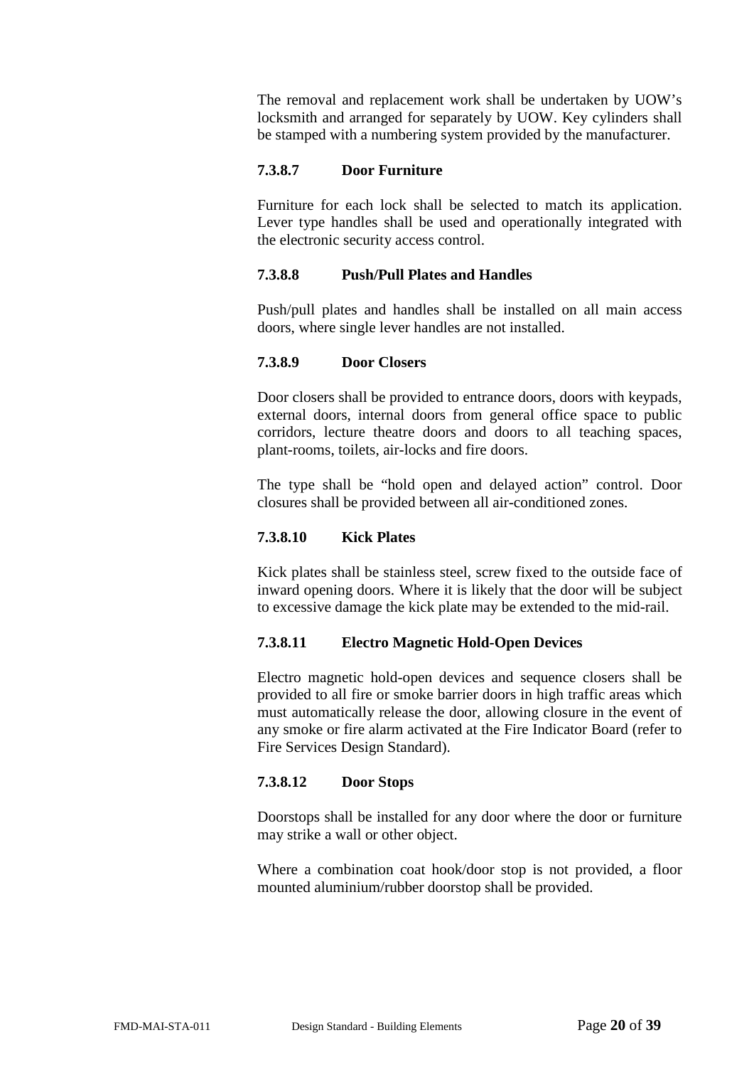The removal and replacement work shall be undertaken by UOW's locksmith and arranged for separately by UOW. Key cylinders shall be stamped with a numbering system provided by the manufacturer.

#### 7.3.8.7 Door Furniture

Furniture for each lock shall be selected to match its application. Lever type handles shall be used and operationally integrated with the electronic security access control.

#### 7.3.8.8 Push/Pull Plates and Handles

Push/pull plates and handles shall be installed on all main access doors, where single lever handles are not installed.

#### 7.3.8.9 Door Closers

Door closers shall be provided to entrance doors, doors with keypads, external doors, internal doors from general office space to public corridors, lecture theatre doors and doors to all teaching spaces, plant-rooms, toilets, air-locks and fire doors.

The type shall be "hold open and delayed action" control. Door closures shall be provided between all air-conditioned zones.

#### 7.3.8.10 Kick Plates

Kick plates shall be stainless steel, screw fixed to the outside face of inward opening doors. Where it is likely that the door will be subject to excessive damage the kick plate may be extended to the mid-rail.

#### 7.3.8.11 Electro Magnetic Hold-Open Devices

Electro magnetic hold-open devices and sequence closers shall be provided to all fire or smoke barrier doors in high traffic areas which must automatically release the door, allowing closure in the event of any smoke or fire alarm activated at the Fire Indicator Board (refer to Fire Services Design Standard).

#### 7.3.8.12 Door Stops

Doorstops shall be installed for any door where the door or furniture may strike a wall or other object.

Where a combination coat hook/door stop is not provided, a floor mounted aluminium/rubber doorstop shall be provided.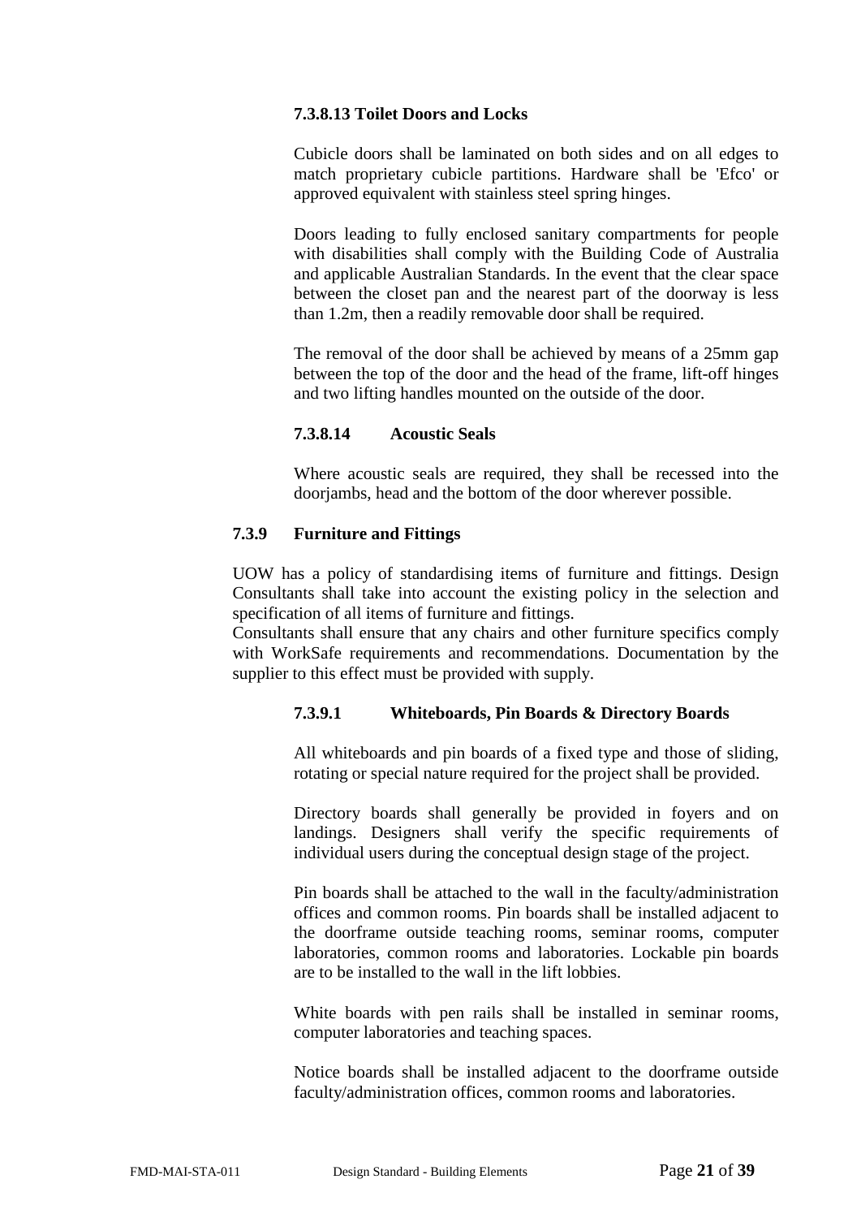#### 7.3.8.13 Toilet Doors and Locks

Cubicle doors shall be laminated on both sides and on all edges to match proprietary cubicle partitions. Hardware shall be 'Efco' or approved equivalent with stainless steel spring hinges.

Doors leading to fully enclosed sanitary compartments for people with disabilities shall comply with the Building Code of Australia and applicable Australian Standards. In the event that the clear space between the closet pan and the nearest part of the doorway is less than 1.2m, then a readily removable door shall be required.

The removal of the door shall be achieved by means of a 25mm gap between the top of the door and the head of the frame, lift-off hinges and two lifting handles mounted on the outside of the door.

#### 7.3.8.14 Acoustic Seals

Where acoustic seals are required, they shall be recessed into the doorjambs, head and the bottom of the door wherever possible.

### 7.3.9 Furniture and Fittings

UOW has a policy of standardising items of furniture and fittings. Design Consultants shall take into account the existing policy in the selection and specification of all items of furniture and fittings.
Consultants shall ensure that any chairs and other furniture specifics comply with WorkSafe requirements and recommendations. Documentation by the supplier to this effect must be provided with supply.

#### 7.3.9.1 Whiteboards, Pin Boards & Directory Boards

All whiteboards and pin boards of a fixed type and those of sliding, rotating or special nature required for the project shall be provided.

Directory boards shall generally be provided in foyers and on landings. Designers shall verify the specific requirements of individual users during the conceptual design stage of the project.

Pin boards shall be attached to the wall in the faculty/administration offices and common rooms. Pin boards shall be installed adjacent to the doorframe outside teaching rooms, seminar rooms, computer laboratories, common rooms and laboratories. Lockable pin boards are to be installed to the wall in the lift lobbies.

White boards with pen rails shall be installed in seminar rooms, computer laboratories and teaching spaces.

Notice boards shall be installed adjacent to the doorframe outside faculty/administration offices, common rooms and laboratories.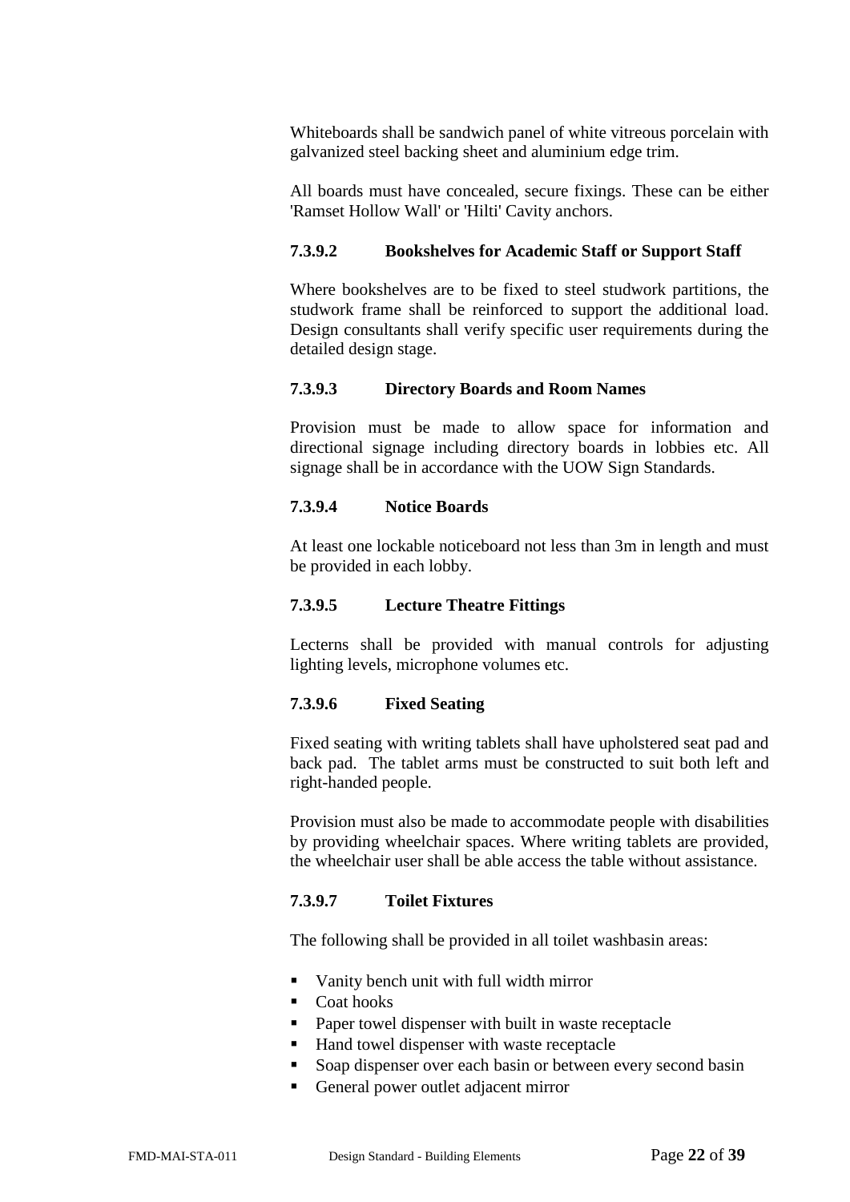Whiteboards shall be sandwich panel of white vitreous porcelain with galvanized steel backing sheet and aluminium edge trim.

All boards must have concealed, secure fixings. These can be either 'Ramset Hollow Wall' or 'Hilti' Cavity anchors.

#### 7.3.9.2 Bookshelves for Academic Staff or Support Staff

Where bookshelves are to be fixed to steel studwork partitions, the studwork frame shall be reinforced to support the additional load. Design consultants shall verify specific user requirements during the detailed design stage.

#### 7.3.9.3 Directory Boards and Room Names

Provision must be made to allow space for information and directional signage including directory boards in lobbies etc. All signage shall be in accordance with the UOW Sign Standards.

#### 7.3.9.4 Notice Boards

At least one lockable noticeboard not less than 3m in length and must be provided in each lobby.

#### 7.3.9.5 Lecture Theatre Fittings

Lecterns shall be provided with manual controls for adjusting lighting levels, microphone volumes etc.

#### 7.3.9.6 Fixed Seating

Fixed seating with writing tablets shall have upholstered seat pad and back pad. The tablet arms must be constructed to suit both left and right-handed people.

Provision must also be made to accommodate people with disabilities by providing wheelchair spaces. Where writing tablets are provided, the wheelchair user shall be able access the table without assistance.

#### 7.3.9.7 Toilet Fixtures

The following shall be provided in all toilet washbasin areas:

- Vanity bench unit with full width mirror
- Coat hooks
- Paper towel dispenser with built in waste receptacle
- Hand towel dispenser with waste receptacle
- Soap dispenser over each basin or between every second basin
- General power outlet adjacent mirror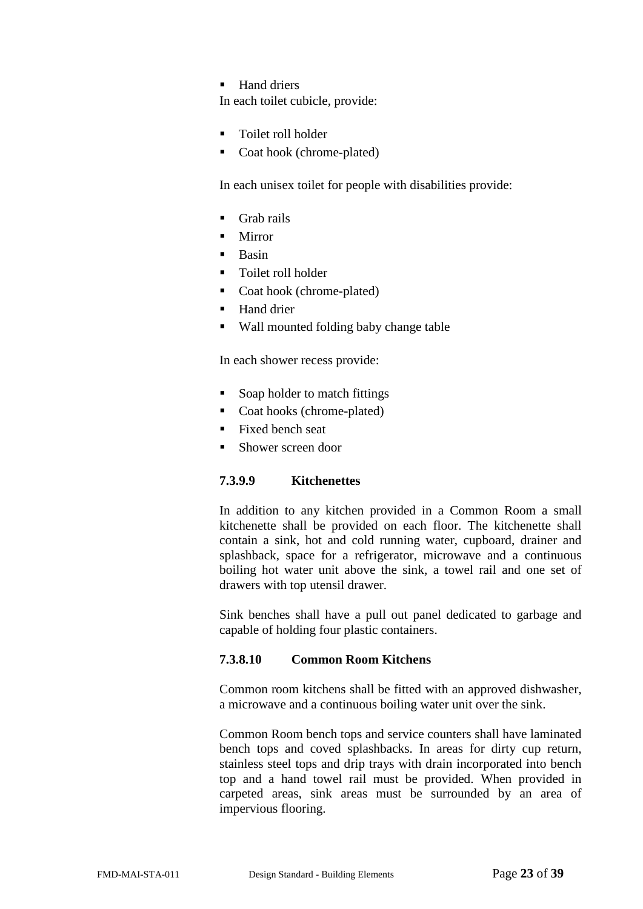- Hand driers

In each toilet cubicle, provide:

- Toilet roll holder
- Coat hook (chrome-plated)

In each unisex toilet for people with disabilities provide:

- Grab rails
- Mirror
- Basin
- Toilet roll holder
- Coat hook (chrome-plated)
- Hand drier
- Wall mounted folding baby change table

In each shower recess provide:

- Soap holder to match fittings
- Coat hooks (chrome-plated)
- Fixed bench seat
- Shower screen door

#### 7.3.9.9 Kitchenettes

In addition to any kitchen provided in a Common Room a small kitchenette shall be provided on each floor. The kitchenette shall contain a sink, hot and cold running water, cupboard, drainer and splashback, space for a refrigerator, microwave and a continuous boiling hot water unit above the sink, a towel rail and one set of drawers with top utensil drawer.

Sink benches shall have a pull out panel dedicated to garbage and capable of holding four plastic containers.

#### 7.3.8.10 Common Room Kitchens

Common room kitchens shall be fitted with an approved dishwasher, a microwave and a continuous boiling water unit over the sink.

Common Room bench tops and service counters shall have laminated bench tops and coved splashbacks. In areas for dirty cup return, stainless steel tops and drip trays with drain incorporated into bench top and a hand towel rail must be provided. When provided in carpeted areas, sink areas must be surrounded by an area of impervious flooring.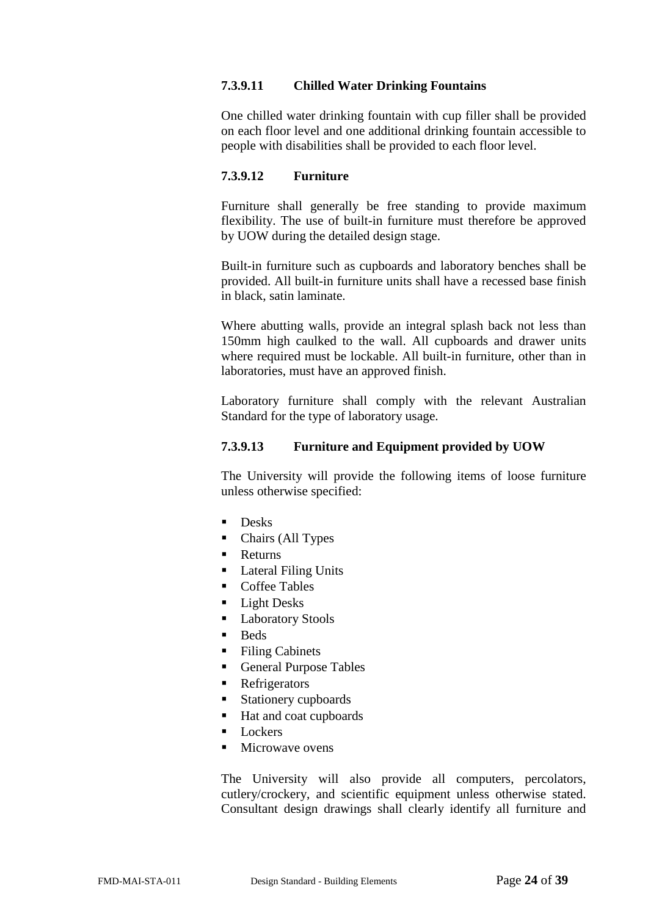#### 7.3.9.11 Chilled Water Drinking Fountains

One chilled water drinking fountain with cup filler shall be provided on each floor level and one additional drinking fountain accessible to people with disabilities shall be provided to each floor level.

#### 7.3.9.12 Furniture

Furniture shall generally be free standing to provide maximum flexibility. The use of built-in furniture must therefore be approved by UOW during the detailed design stage.

Built-in furniture such as cupboards and laboratory benches shall be provided. All built-in furniture units shall have a recessed base finish in black, satin laminate.

Where abutting walls, provide an integral splash back not less than 150mm high caulked to the wall. All cupboards and drawer units where required must be lockable. All built-in furniture, other than in laboratories, must have an approved finish.

Laboratory furniture shall comply with the relevant Australian Standard for the type of laboratory usage.

#### 7.3.9.13 Furniture and Equipment provided by UOW

The University will provide the following items of loose furniture unless otherwise specified:

- Desks
- Chairs (All Types
- Returns
- Lateral Filing Units
- Coffee Tables
- Light Desks
- Laboratory Stools
- Beds
- Filing Cabinets
- General Purpose Tables
- Refrigerators
- Stationery cupboards
- Hat and coat cupboards
- Lockers
- Microwave ovens

The University will also provide all computers, percolators, cutlery/crockery, and scientific equipment unless otherwise stated. Consultant design drawings shall clearly identify all furniture and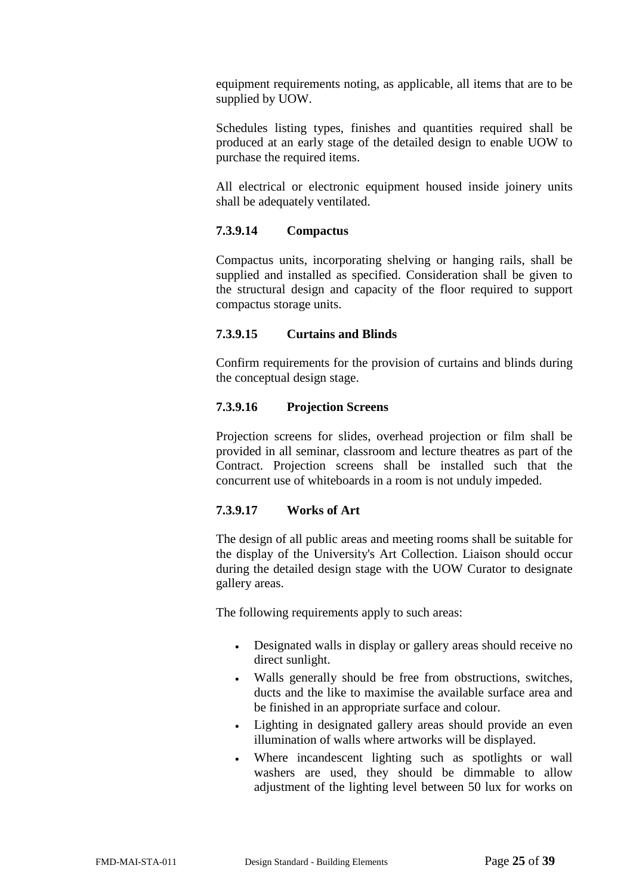equipment requirements noting, as applicable, all items that are to be supplied by UOW.

Schedules listing types, finishes and quantities required shall be produced at an early stage of the detailed design to enable UOW to purchase the required items.

All electrical or electronic equipment housed inside joinery units shall be adequately ventilated.

#### 7.3.9.14 Compactus

Compactus units, incorporating shelving or hanging rails, shall be supplied and installed as specified. Consideration shall be given to the structural design and capacity of the floor required to support compactus storage units.

#### 7.3.9.15 Curtains and Blinds

Confirm requirements for the provision of curtains and blinds during the conceptual design stage.

#### 7.3.9.16 Projection Screens

Projection screens for slides, overhead projection or film shall be provided in all seminar, classroom and lecture theatres as part of the Contract. Projection screens shall be installed such that the concurrent use of whiteboards in a room is not unduly impeded.

#### 7.3.9.17 Works of Art

The design of all public areas and meeting rooms shall be suitable for the display of the University's Art Collection. Liaison should occur during the detailed design stage with the UOW Curator to designate gallery areas.

The following requirements apply to such areas:

- Designated walls in display or gallery areas should receive no direct sunlight.
- Walls generally should be free from obstructions, switches, ducts and the like to maximise the available surface area and be finished in an appropriate surface and colour.
- Lighting in designated gallery areas should provide an even illumination of walls where artworks will be displayed.
- Where incandescent lighting such as spotlights or wall washers are used, they should be dimmable to allow adjustment of the lighting level between 50 lux for works on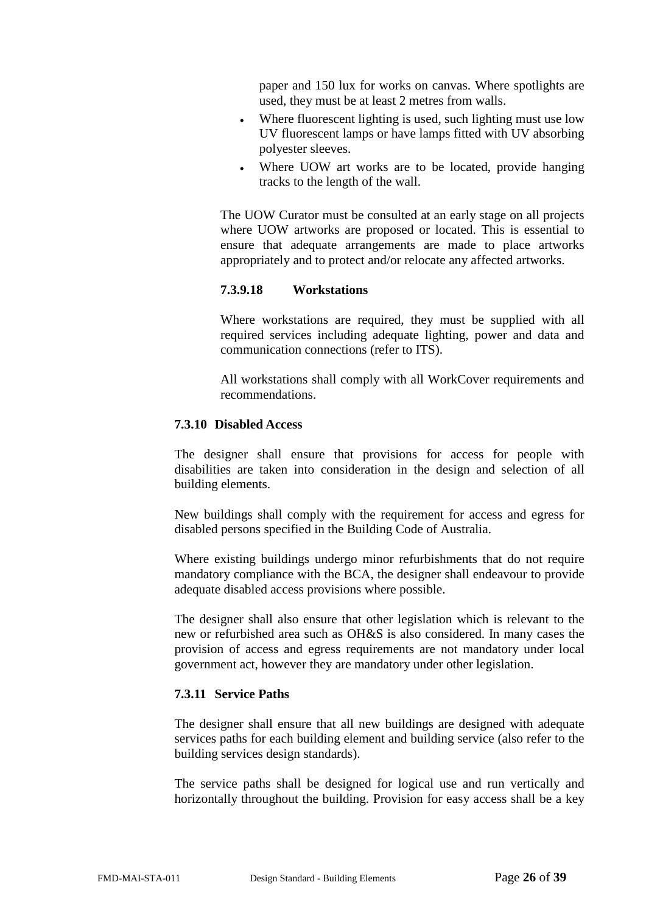paper and 150 lux for works on canvas. Where spotlights are used, they must be at least 2 metres from walls.

- Where fluorescent lighting is used, such lighting must use low UV fluorescent lamps or have lamps fitted with UV absorbing polyester sleeves.
- Where UOW art works are to be located, provide hanging tracks to the length of the wall.

The UOW Curator must be consulted at an early stage on all projects where UOW artworks are proposed or located. This is essential to ensure that adequate arrangements are made to place artworks appropriately and to protect and/or relocate any affected artworks.

#### 7.3.9.18 Workstations

Where workstations are required, they must be supplied with all required services including adequate lighting, power and data and communication connections (refer to ITS).

All workstations shall comply with all WorkCover requirements and recommendations.

### 7.3.10 Disabled Access

The designer shall ensure that provisions for access for people with disabilities are taken into consideration in the design and selection of all building elements.

New buildings shall comply with the requirement for access and egress for disabled persons specified in the Building Code of Australia.

Where existing buildings undergo minor refurbishments that do not require mandatory compliance with the BCA, the designer shall endeavour to provide adequate disabled access provisions where possible.

The designer shall also ensure that other legislation which is relevant to the new or refurbished area such as OH&S is also considered. In many cases the provision of access and egress requirements are not mandatory under local government act, however they are mandatory under other legislation.

### 7.3.11 Service Paths

The designer shall ensure that all new buildings are designed with adequate services paths for each building element and building service (also refer to the building services design standards).

The service paths shall be designed for logical use and run vertically and horizontally throughout the building. Provision for easy access shall be a key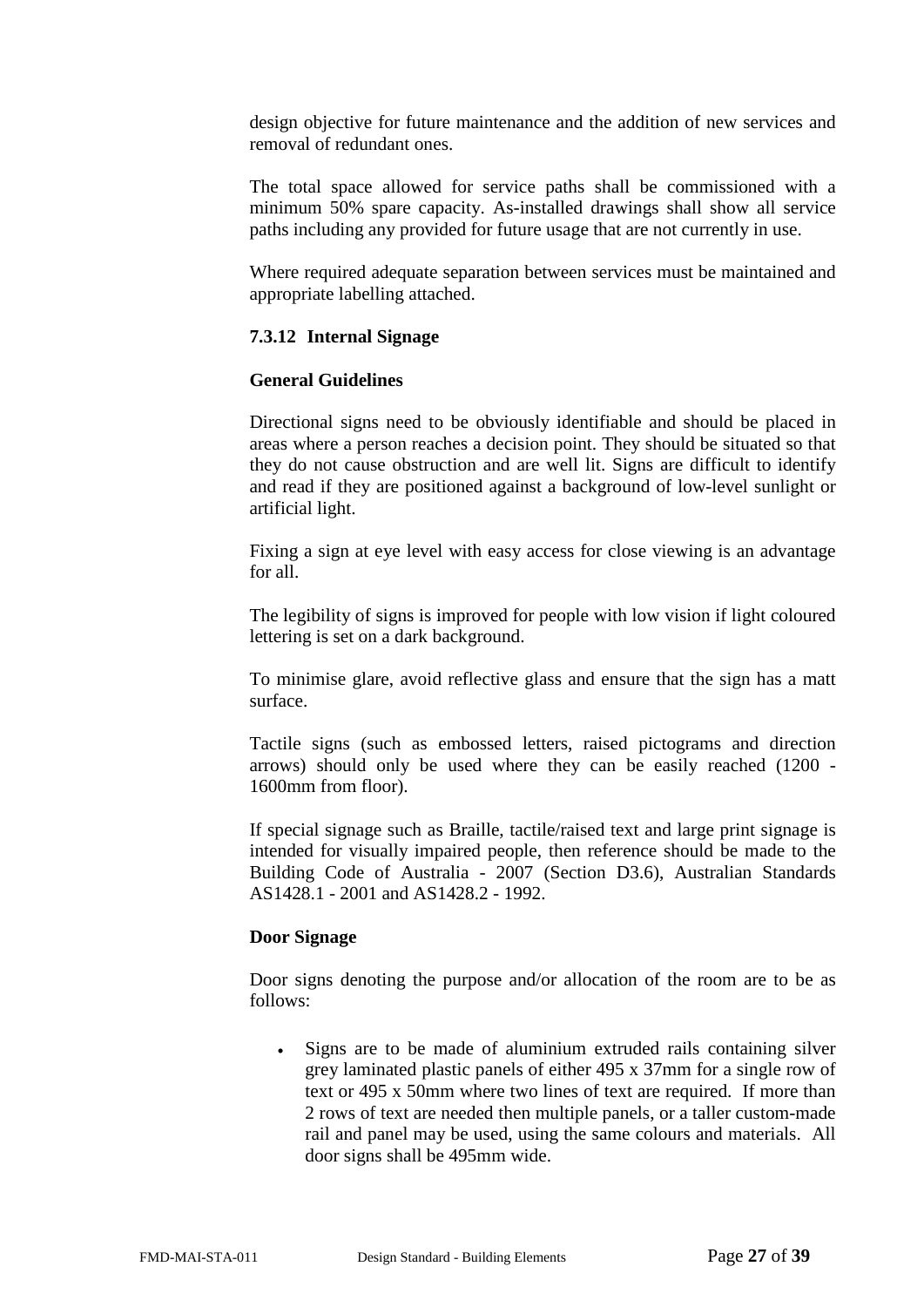design objective for future maintenance and the addition of new services and removal of redundant ones.

The total space allowed for service paths shall be commissioned with a minimum 50% spare capacity. As-installed drawings shall show all service paths including any provided for future usage that are not currently in use.

Where required adequate separation between services must be maintained and appropriate labelling attached.

### 7.3.12 Internal Signage

**General Guidelines**

Directional signs need to be obviously identifiable and should be placed in areas where a person reaches a decision point. They should be situated so that they do not cause obstruction and are well lit. Signs are difficult to identify and read if they are positioned against a background of low-level sunlight or artificial light.

Fixing a sign at eye level with easy access for close viewing is an advantage for all.

The legibility of signs is improved for people with low vision if light coloured lettering is set on a dark background.

To minimise glare, avoid reflective glass and ensure that the sign has a matt surface.

Tactile signs (such as embossed letters, raised pictograms and direction arrows) should only be used where they can be easily reached (1200 - 1600mm from floor).

If special signage such as Braille, tactile/raised text and large print signage is intended for visually impaired people, then reference should be made to the Building Code of Australia - 2007 (Section D3.6), Australian Standards AS1428.1 - 2001 and AS1428.2 - 1992.

**Door Signage**

Door signs denoting the purpose and/or allocation of the room are to be as follows:

- Signs are to be made of aluminium extruded rails containing silver grey laminated plastic panels of either 495 x 37mm for a single row of text or 495 x 50mm where two lines of text are required. If more than 2 rows of text are needed then multiple panels, or a taller custom-made rail and panel may be used, using the same colours and materials. All door signs shall be 495mm wide.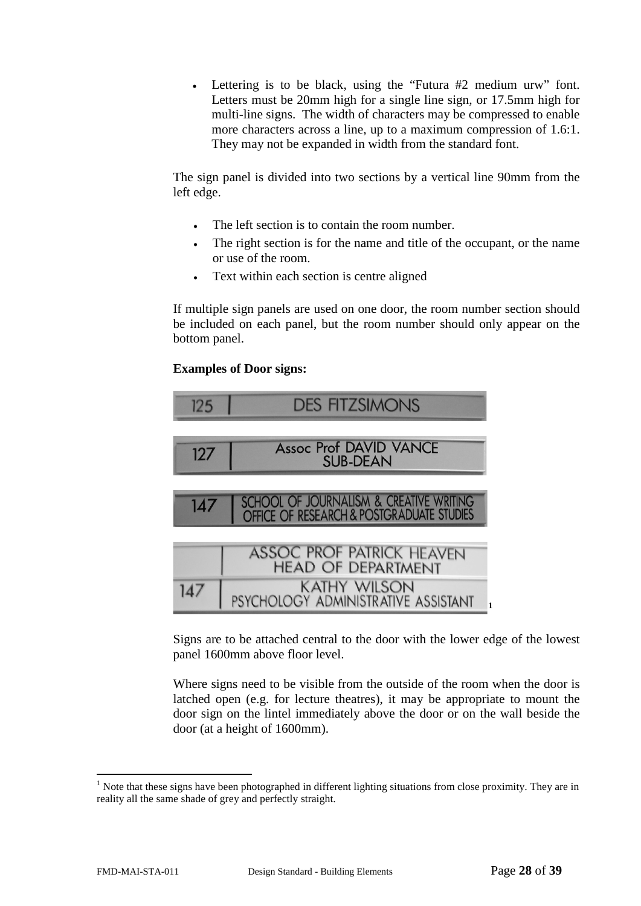- Lettering is to be black, using the “Futura #2 medium urw” font. Letters must be 20mm high for a single line sign, or 17.5mm high for multi-line signs. The width of characters may be compressed to enable more characters across a line, up to a maximum compression of 1.6:1. They may not be expanded in width from the standard font.

The sign panel is divided into two sections by a vertical line 90mm from the left edge.

- The left section is to contain the room number.
- The right section is for the name and title of the occupant, or the name or use of the room.
- Text within each section is centre aligned

If multiple sign panels are used on one door, the room number section should be included on each panel, but the room number should only appear on the bottom panel.

**Examples of Door signs:**

125 | DES FITZSIMONS

127 | Assoc Prof DAVID VANCE SUB-DEAN

147 | SCHOOL OF JOURNALISM & CREATIVE WRITING OFFICE OF RESEARCH & POSTGRADUATE STUDIES

| ASSOC PROF PATRICK HEAVEN HEAD OF DEPARTMENT
147 | KATHY WILSON PSYCHOLOGY ADMINISTRATIVE ASSISTANT [1]

Signs are to be attached central to the door with the lower edge of the lowest panel 1600mm above floor level.

Where signs need to be visible from the outside of the room when the door is latched open (e.g. for lecture theatres), it may be appropriate to mount the door sign on the lintel immediately above the door or on the wall beside the door (at a height of 1600mm).

[1] Note that these signs have been photographed in different lighting situations from close proximity. They are in reality all the same shade of grey and perfectly straight.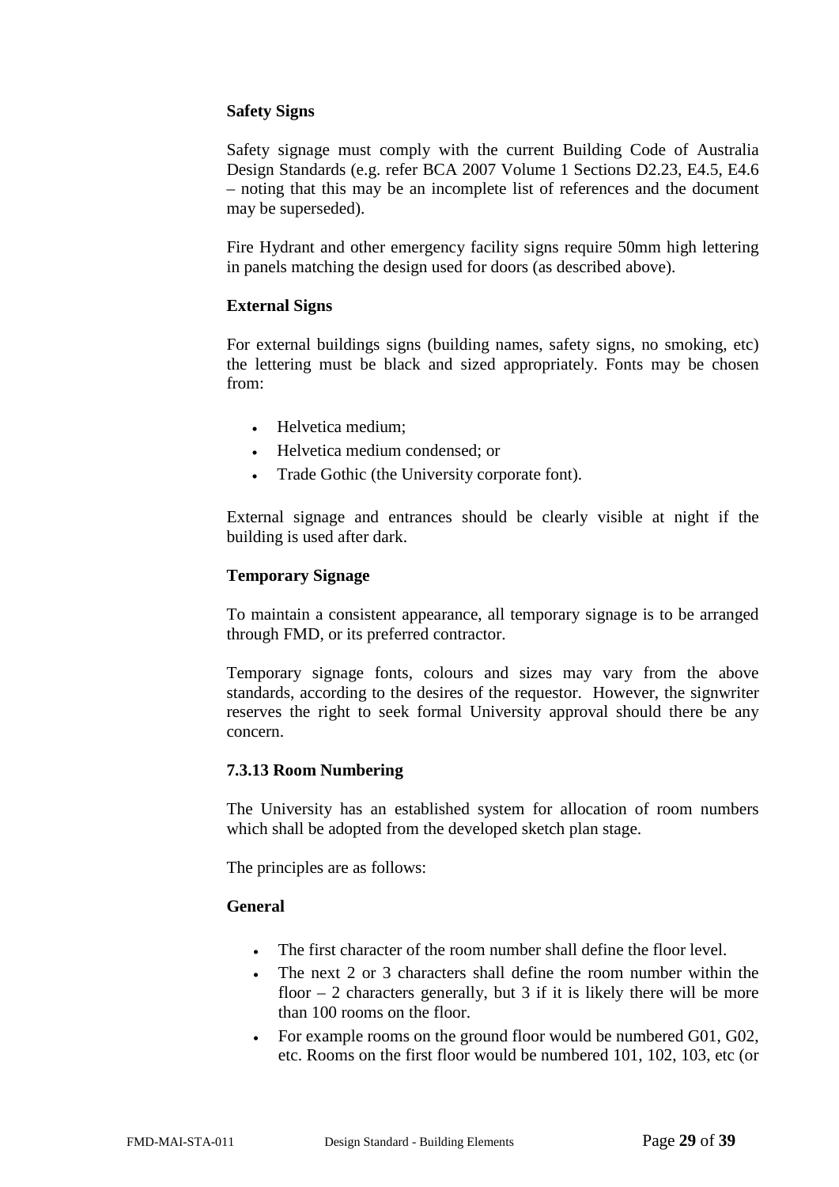**Safety Signs**

Safety signage must comply with the current Building Code of Australia Design Standards (e.g. refer BCA 2007 Volume 1 Sections D2.23, E4.5, E4.6 – noting that this may be an incomplete list of references and the document may be superseded).

Fire Hydrant and other emergency facility signs require 50mm high lettering in panels matching the design used for doors (as described above).

**External Signs**

For external buildings signs (building names, safety signs, no smoking, etc) the lettering must be black and sized appropriately. Fonts may be chosen from:

- Helvetica medium;
- Helvetica medium condensed; or
- Trade Gothic (the University corporate font).

External signage and entrances should be clearly visible at night if the building is used after dark.

**Temporary Signage**

To maintain a consistent appearance, all temporary signage is to be arranged through FMD, or its preferred contractor.

Temporary signage fonts, colours and sizes may vary from the above standards, according to the desires of the requestor. However, the signwriter reserves the right to seek formal University approval should there be any concern.

### 7.3.13 Room Numbering

The University has an established system for allocation of room numbers which shall be adopted from the developed sketch plan stage.

The principles are as follows:

**General**

- The first character of the room number shall define the floor level.
- The next 2 or 3 characters shall define the room number within the floor – 2 characters generally, but 3 if it is likely there will be more than 100 rooms on the floor.
- For example rooms on the ground floor would be numbered G01, G02, etc. Rooms on the first floor would be numbered 101, 102, 103, etc (or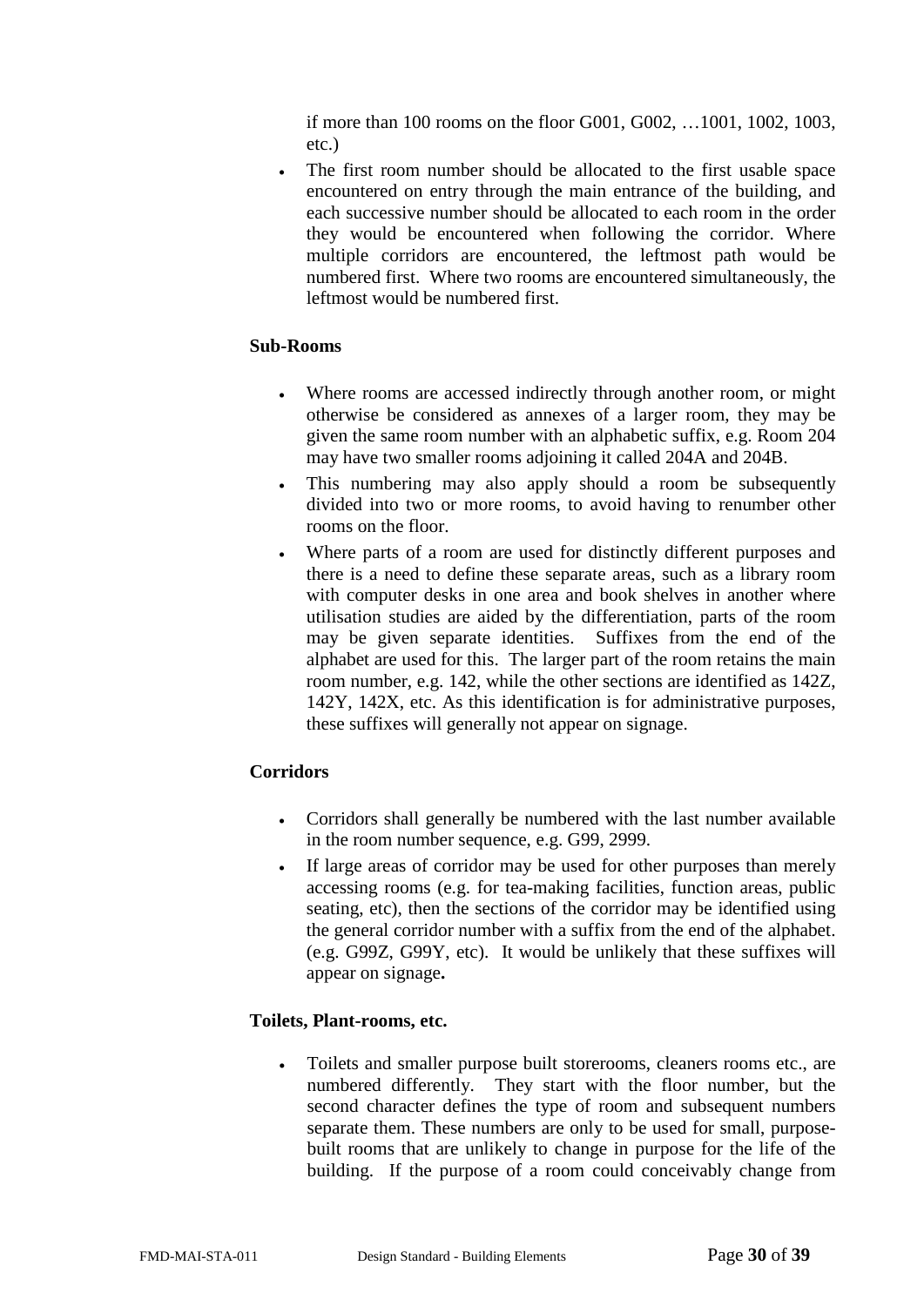if more than 100 rooms on the floor G001, G002, …1001, 1002, 1003, etc.)

- The first room number should be allocated to the first usable space encountered on entry through the main entrance of the building, and each successive number should be allocated to each room in the order they would be encountered when following the corridor. Where multiple corridors are encountered, the leftmost path would be numbered first. Where two rooms are encountered simultaneously, the leftmost would be numbered first.

**Sub-Rooms**

- Where rooms are accessed indirectly through another room, or might otherwise be considered as annexes of a larger room, they may be given the same room number with an alphabetic suffix, e.g. Room 204 may have two smaller rooms adjoining it called 204A and 204B.
- This numbering may also apply should a room be subsequently divided into two or more rooms, to avoid having to renumber other rooms on the floor.
- Where parts of a room are used for distinctly different purposes and there is a need to define these separate areas, such as a library room with computer desks in one area and book shelves in another where utilisation studies are aided by the differentiation, parts of the room may be given separate identities. Suffixes from the end of the alphabet are used for this. The larger part of the room retains the main room number, e.g. 142, while the other sections are identified as 142Z, 142Y, 142X, etc. As this identification is for administrative purposes, these suffixes will generally not appear on signage.

**Corridors**

- Corridors shall generally be numbered with the last number available in the room number sequence, e.g. G99, 2999.
- If large areas of corridor may be used for other purposes than merely accessing rooms (e.g. for tea-making facilities, function areas, public seating, etc), then the sections of the corridor may be identified using the general corridor number with a suffix from the end of the alphabet. (e.g. G99Z, G99Y, etc). It would be unlikely that these suffixes will appear on signage**.**

**Toilets, Plant-rooms, etc.**

- Toilets and smaller purpose built storerooms, cleaners rooms etc., are numbered differently. They start with the floor number, but the second character defines the type of room and subsequent numbers separate them. These numbers are only to be used for small, purpose-built rooms that are unlikely to change in purpose for the life of the building. If the purpose of a room could conceivably change from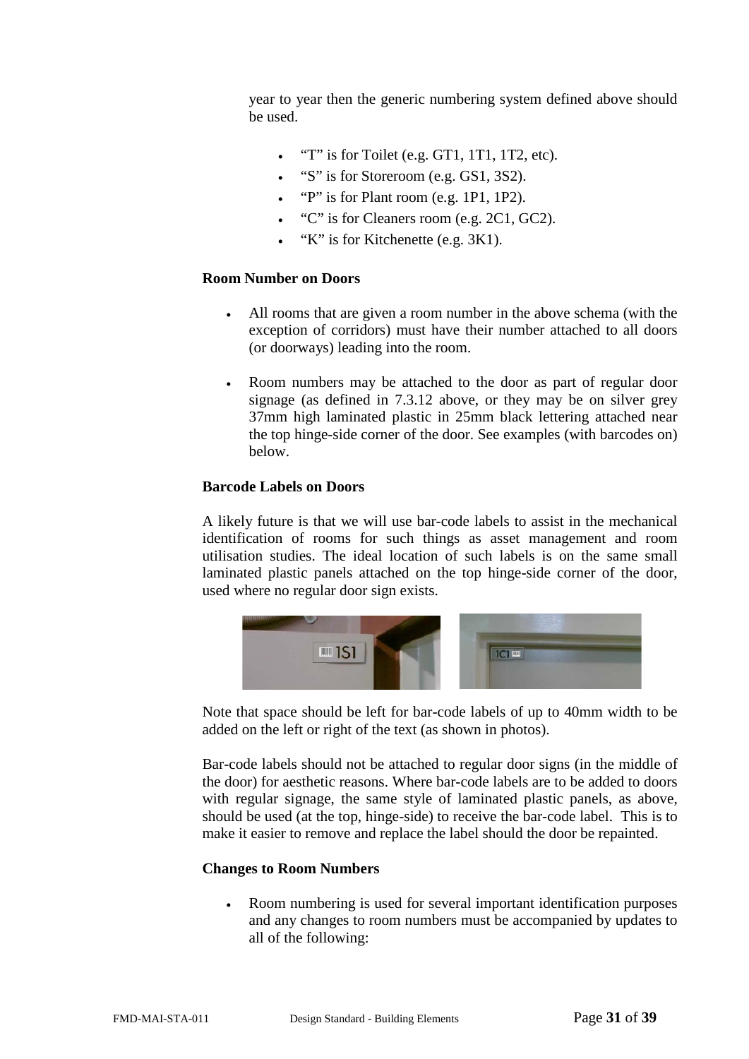year to year then the generic numbering system defined above should be used.

- "T" is for Toilet (e.g. GT1, 1T1, 1T2, etc).
- "S" is for Storeroom (e.g. GS1, 3S2).
- "P" is for Plant room (e.g. 1P1, 1P2).
- "C" is for Cleaners room (e.g. 2C1, GC2).
- "K" is for Kitchenette (e.g. 3K1).

**Room Number on Doors**

- All rooms that are given a room number in the above schema (with the exception of corridors) must have their number attached to all doors (or doorways) leading into the room.
- Room numbers may be attached to the door as part of regular door signage (as defined in 7.3.12 above, or they may be on silver grey 37mm high laminated plastic in 25mm black lettering attached near the top hinge-side corner of the door. See examples (with barcodes on) below.

**Barcode Labels on Doors**

A likely future is that we will use bar-code labels to assist in the mechanical identification of rooms for such things as asset management and room utilisation studies. The ideal location of such labels is on the same small laminated plastic panels attached on the top hinge-side corner of the door, used where no regular door sign exists.

Note that space should be left for bar-code labels of up to 40mm width to be added on the left or right of the text (as shown in photos).

Bar-code labels should not be attached to regular door signs (in the middle of the door) for aesthetic reasons. Where bar-code labels are to be added to doors with regular signage, the same style of laminated plastic panels, as above, should be used (at the top, hinge-side) to receive the bar-code label. This is to make it easier to remove and replace the label should the door be repainted.

**Changes to Room Numbers**

- Room numbering is used for several important identification purposes and any changes to room numbers must be accompanied by updates to all of the following: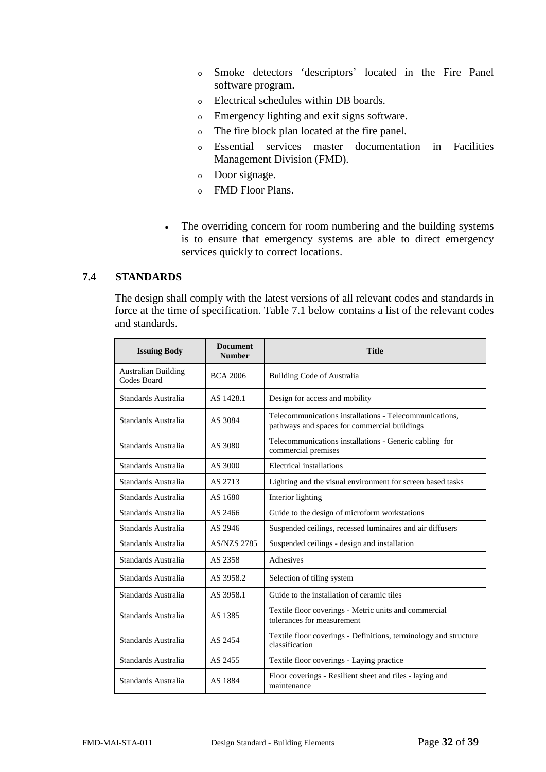- Smoke detectors 'descriptors' located in the Fire Panel software program.
- Electrical schedules within DB boards.
- Emergency lighting and exit signs software.
- The fire block plan located at the fire panel.
- Essential services master documentation in Facilities Management Division (FMD).
- Door signage.
- FMD Floor Plans.

- The overriding concern for room numbering and the building systems is to ensure that emergency systems are able to direct emergency services quickly to correct locations.

### 7.4 STANDARDS

The design shall comply with the latest versions of all relevant codes and standards in force at the time of specification. Table 7.1 below contains a list of the relevant codes and standards.

| Issuing Body | Document Number | Title |
|---|---|---|
| Australian Building Codes Board | BCA 2006 | Building Code of Australia |
| Standards Australia | AS 1428.1 | Design for access and mobility |
| Standards Australia | AS 3084 | Telecommunications installations - Telecommunications, pathways and spaces for commercial buildings |
| Standards Australia | AS 3080 | Telecommunications installations - Generic cabling for commercial premises |
| Standards Australia | AS 3000 | Electrical installations |
| Standards Australia | AS 2713 | Lighting and the visual environment for screen based tasks |
| Standards Australia | AS 1680 | Interior lighting |
| Standards Australia | AS 2466 | Guide to the design of microform workstations |
| Standards Australia | AS 2946 | Suspended ceilings, recessed luminaires and air diffusers |
| Standards Australia | AS/NZS 2785 | Suspended ceilings - design and installation |
| Standards Australia | AS 2358 | Adhesives |
| Standards Australia | AS 3958.2 | Selection of tiling system |
| Standards Australia | AS 3958.1 | Guide to the installation of ceramic tiles |
| Standards Australia | AS 1385 | Textile floor coverings - Metric units and commercial tolerances for measurement |
| Standards Australia | AS 2454 | Textile floor coverings - Definitions, terminology and structure classification |
| Standards Australia | AS 2455 | Textile floor coverings - Laying practice |
| Standards Australia | AS 1884 | Floor coverings - Resilient sheet and tiles - laying and maintenance |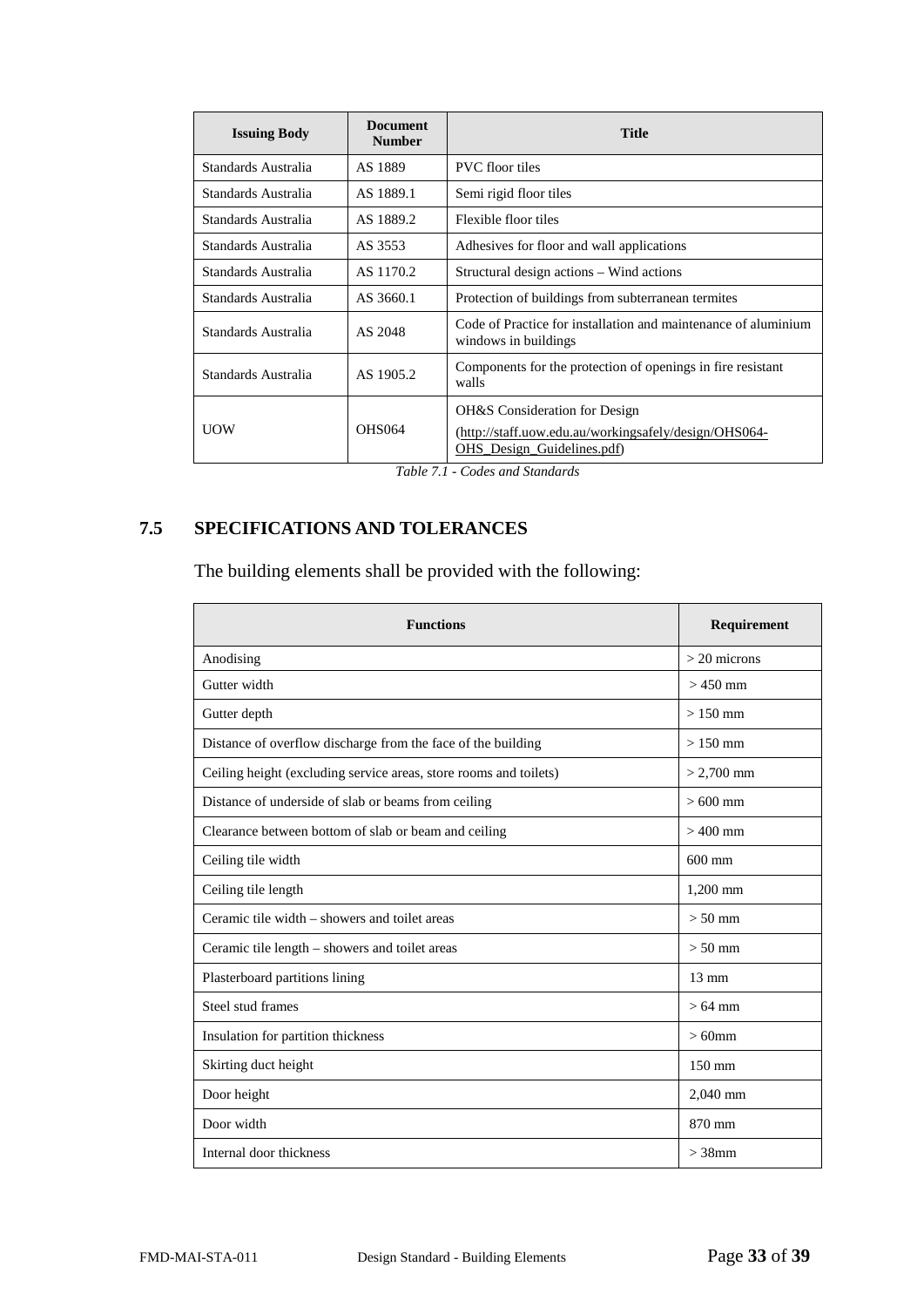| Issuing Body | Document Number | Title |
|---|---|---|
| Standards Australia | AS 1889 | PVC floor tiles |
| Standards Australia | AS 1889.1 | Semi rigid floor tiles |
| Standards Australia | AS 1889.2 | Flexible floor tiles |
| Standards Australia | AS 3553 | Adhesives for floor and wall applications |
| Standards Australia | AS 1170.2 | Structural design actions – Wind actions |
| Standards Australia | AS 3660.1 | Protection of buildings from subterranean termites |
| Standards Australia | AS 2048 | Code of Practice for installation and maintenance of aluminium windows in buildings |
| Standards Australia | AS 1905.2 | Components for the protection of openings in fire resistant walls |
| UOW | OHS064 | OH&S Consideration for Design (http://staff.uow.edu.au/workingsafely/design/OHS064-OHS_Design_Guidelines.pdf) |

*Table 7.1 - Codes and Standards*

## 7.5 SPECIFICATIONS AND TOLERANCES

The building elements shall be provided with the following:

| Functions | Requirement |
|---|---|
| Anodising | > 20 microns |
| Gutter width | > 450 mm |
| Gutter depth | > 150 mm |
| Distance of overflow discharge from the face of the building | > 150 mm |
| Ceiling height (excluding service areas, store rooms and toilets) | > 2,700 mm |
| Distance of underside of slab or beams from ceiling | > 600 mm |
| Clearance between bottom of slab or beam and ceiling | > 400 mm |
| Ceiling tile width | 600 mm |
| Ceiling tile length | 1,200 mm |
| Ceramic tile width – showers and toilet areas | > 50 mm |
| Ceramic tile length – showers and toilet areas | > 50 mm |
| Plasterboard partitions lining | 13 mm |
| Steel stud frames | > 64 mm |
| Insulation for partition thickness | > 60mm |
| Skirting duct height | 150 mm |
| Door height | 2,040 mm |
| Door width | 870 mm |
| Internal door thickness | > 38mm |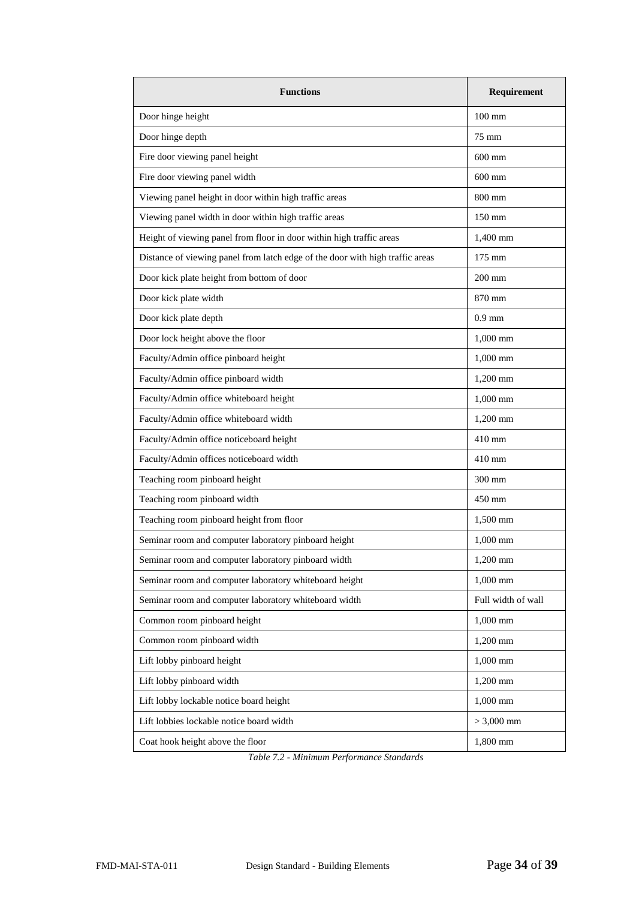| Functions | Requirement |
|---|---|
| Door hinge height | 100 mm |
| Door hinge depth | 75 mm |
| Fire door viewing panel height | 600 mm |
| Fire door viewing panel width | 600 mm |
| Viewing panel height in door within high traffic areas | 800 mm |
| Viewing panel width in door within high traffic areas | 150 mm |
| Height of viewing panel from floor in door within high traffic areas | 1,400 mm |
| Distance of viewing panel from latch edge of the door with high traffic areas | 175 mm |
| Door kick plate height from bottom of door | 200 mm |
| Door kick plate width | 870 mm |
| Door kick plate depth | 0.9 mm |
| Door lock height above the floor | 1,000 mm |
| Faculty/Admin office pinboard height | 1,000 mm |
| Faculty/Admin office pinboard width | 1,200 mm |
| Faculty/Admin office whiteboard height | 1,000 mm |
| Faculty/Admin office whiteboard width | 1,200 mm |
| Faculty/Admin office noticeboard height | 410 mm |
| Faculty/Admin offices noticeboard width | 410 mm |
| Teaching room pinboard height | 300 mm |
| Teaching room pinboard width | 450 mm |
| Teaching room pinboard height from floor | 1,500 mm |
| Seminar room and computer laboratory pinboard height | 1,000 mm |
| Seminar room and computer laboratory pinboard width | 1,200 mm |
| Seminar room and computer laboratory whiteboard height | 1,000 mm |
| Seminar room and computer laboratory whiteboard width | Full width of wall |
| Common room pinboard height | 1,000 mm |
| Common room pinboard width | 1,200 mm |
| Lift lobby pinboard height | 1,000 mm |
| Lift lobby pinboard width | 1,200 mm |
| Lift lobby lockable notice board height | 1,000 mm |
| Lift lobbies lockable notice board width | > 3,000 mm |
| Coat hook height above the floor | 1,800 mm |

*Table 7.2 - Minimum Performance Standards*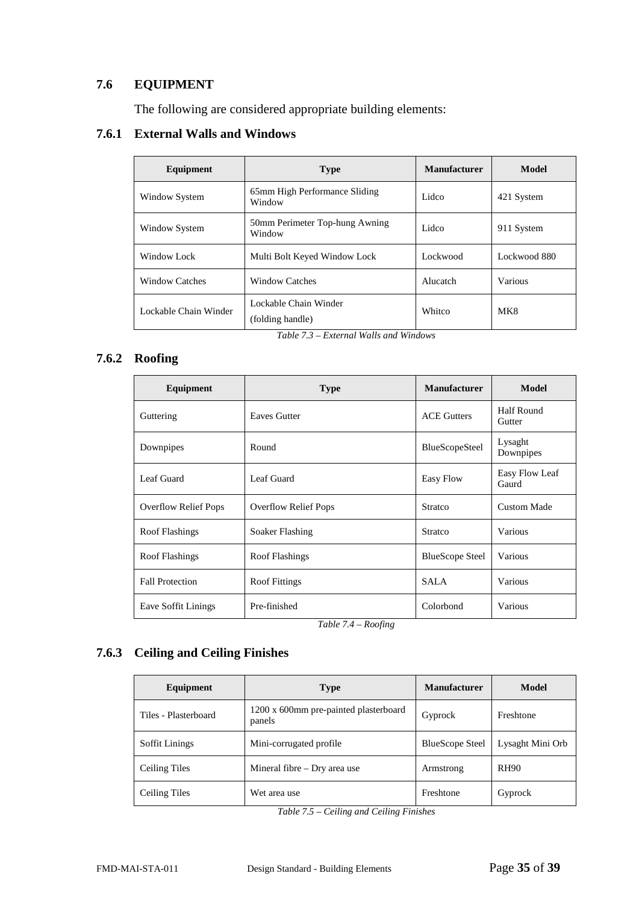## 7.6 EQUIPMENT

The following are considered appropriate building elements:

### 7.6.1 External Walls and Windows

| Equipment | Type | Manufacturer | Model |
|---|---|---|---|
| Window System | 65mm High Performance Sliding Window | Lidco | 421 System |
| Window System | 50mm Perimeter Top-hung Awning Window | Lidco | 911 System |
| Window Lock | Multi Bolt Keyed Window Lock | Lockwood | Lockwood 880 |
| Window Catches | Window Catches | Alucatch | Various |
| Lockable Chain Winder | Lockable Chain Winder (folding handle) | Whitco | MK8 |

*Table 7.3 – External Walls and Windows*

### 7.6.2 Roofing

| Equipment | Type | Manufacturer | Model |
|---|---|---|---|
| Guttering | Eaves Gutter | ACE Gutters | Half Round Gutter |
| Downpipes | Round | BlueScopeSteel | Lysaght Downpipes |
| Leaf Guard | Leaf Guard | Easy Flow | Easy Flow Leaf Gaurd |
| Overflow Relief Pops | Overflow Relief Pops | Stratco | Custom Made |
| Roof Flashings | Soaker Flashing | Stratco | Various |
| Roof Flashings | Roof Flashings | BlueScope Steel | Various |
| Fall Protection | Roof Fittings | SALA | Various |
| Eave Soffit Linings | Pre-finished | Colorbond | Various |

*Table 7.4 – Roofing*

### 7.6.3 Ceiling and Ceiling Finishes

| Equipment | Type | Manufacturer | Model |
|---|---|---|---|
| Tiles - Plasterboard | 1200 x 600mm pre-painted plasterboard panels | Gyprock | Freshtone |
| Soffit Linings | Mini-corrugated profile | BlueScope Steel | Lysaght Mini Orb |
| Ceiling Tiles | Mineral fibre – Dry area use | Armstrong | RH90 |
| Ceiling Tiles | Wet area use | Freshtone | Gyprock |

*Table 7.5 – Ceiling and Ceiling Finishes*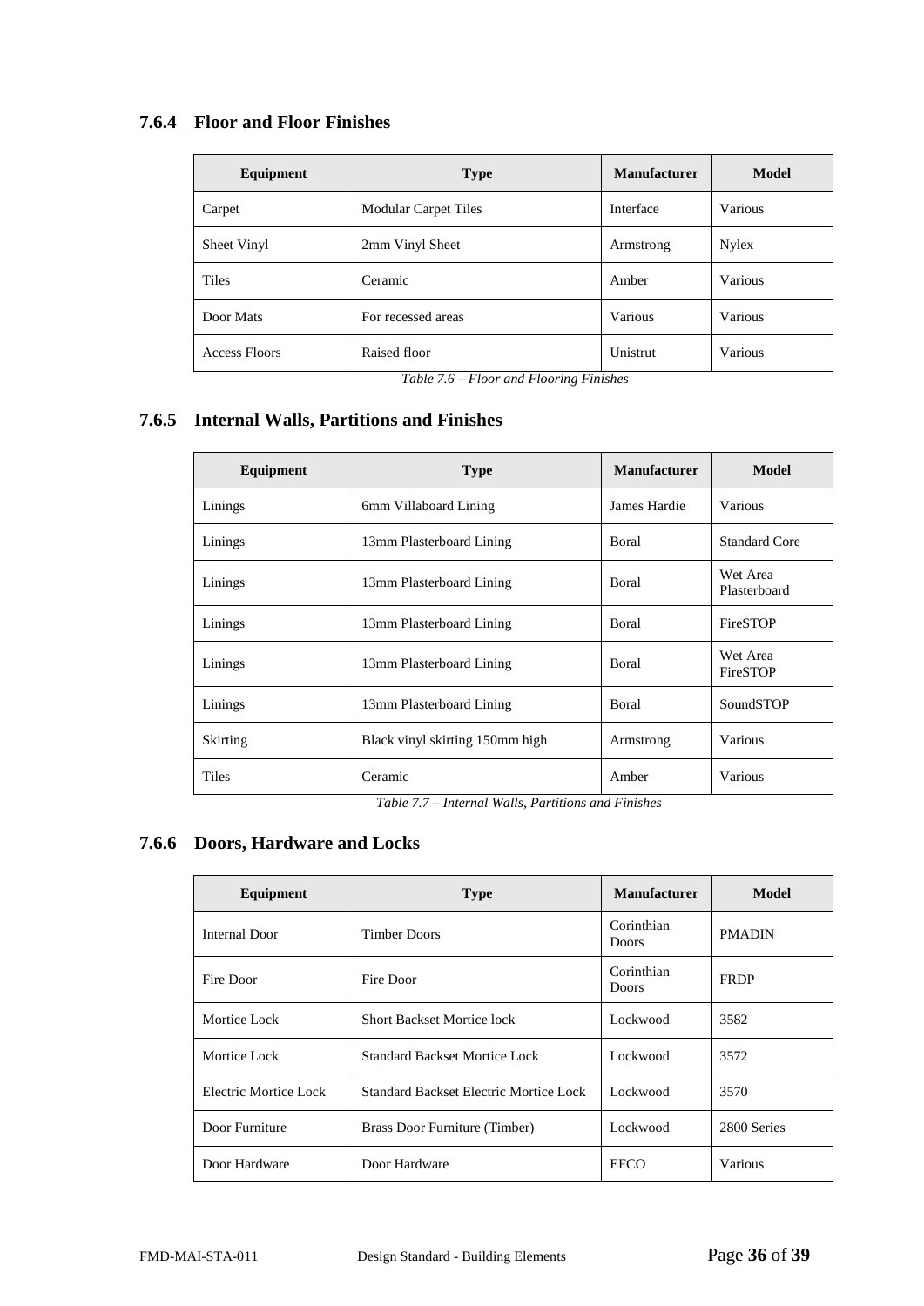### 7.6.4 Floor and Floor Finishes

| Equipment | Type | Manufacturer | Model |
|---|---|---|---|
| Carpet | Modular Carpet Tiles | Interface | Various |
| Sheet Vinyl | 2mm Vinyl Sheet | Armstrong | Nylex |
| Tiles | Ceramic | Amber | Various |
| Door Mats | For recessed areas | Various | Various |
| Access Floors | Raised floor | Unistrut | Various |

*Table 7.6 – Floor and Flooring Finishes*

### 7.6.5 Internal Walls, Partitions and Finishes

| Equipment | Type | Manufacturer | Model |
|---|---|---|---|
| Linings | 6mm Villaboard Lining | James Hardie | Various |
| Linings | 13mm Plasterboard Lining | Boral | Standard Core |
| Linings | 13mm Plasterboard Lining | Boral | Wet Area Plasterboard |
| Linings | 13mm Plasterboard Lining | Boral | FireSTOP |
| Linings | 13mm Plasterboard Lining | Boral | Wet Area FireSTOP |
| Linings | 13mm Plasterboard Lining | Boral | SoundSTOP |
| Skirting | Black vinyl skirting 150mm high | Armstrong | Various |
| Tiles | Ceramic | Amber | Various |

*Table 7.7 – Internal Walls, Partitions and Finishes*

### 7.6.6 Doors, Hardware and Locks

| Equipment | Type | Manufacturer | Model |
|---|---|---|---|
| Internal Door | Timber Doors | Corinthian Doors | PMADIN |
| Fire Door | Fire Door | Corinthian Doors | FRDP |
| Mortice Lock | Short Backset Mortice lock | Lockwood | 3582 |
| Mortice Lock | Standard Backset Mortice Lock | Lockwood | 3572 |
| Electric Mortice Lock | Standard Backset Electric Mortice Lock | Lockwood | 3570 |
| Door Furniture | Brass Door Furniture (Timber) | Lockwood | 2800 Series |
| Door Hardware | Door Hardware | EFCO | Various |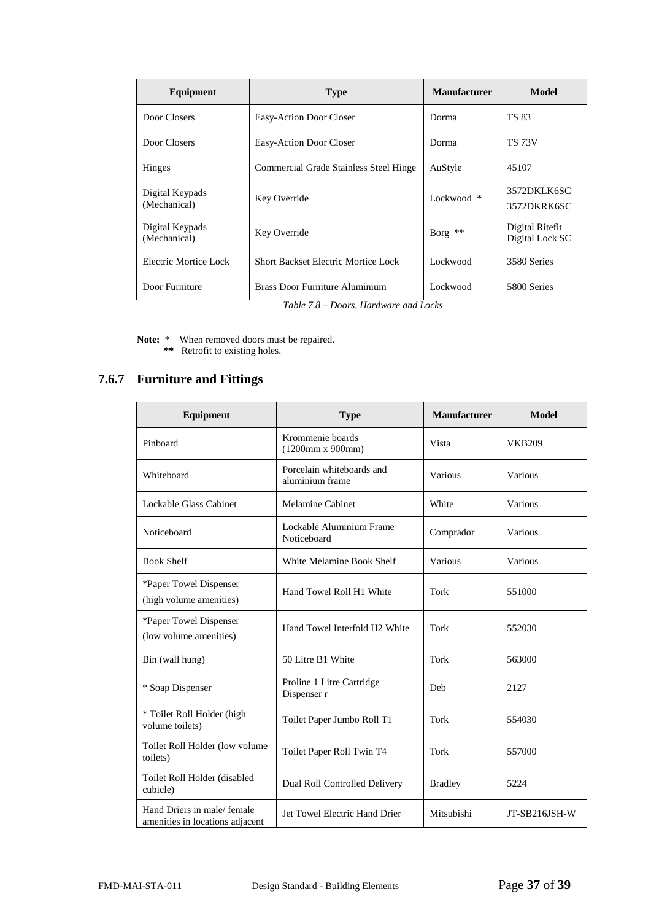| Equipment | Type | Manufacturer | Model |
|---|---|---|---|
| Door Closers | Easy-Action Door Closer | Dorma | TS 83 |
| Door Closers | Easy-Action Door Closer | Dorma | TS 73V |
| Hinges | Commercial Grade Stainless Steel Hinge | AuStyle | 45107 |
| Digital Keypads (Mechanical) | Key Override | Lockwood * | 3572DKLK6SC 3572DKRK6SC |
| Digital Keypads (Mechanical) | Key Override | Borg ** | Digital Ritefit Digital Lock SC |
| Electric Mortice Lock | Short Backset Electric Mortice Lock | Lockwood | 3580 Series |
| Door Furniture | Brass Door Furniture Aluminium | Lockwood | 5800 Series |

*Table 7.8 – Doors, Hardware and Locks*

**Note:** * When removed doors must be repaired.
** Retrofit to existing holes.

### 7.6.7 Furniture and Fittings

| Equipment | Type | Manufacturer | Model |
|---|---|---|---|
| Pinboard | Krommenie boards (1200mm x 900mm) | Vista | VKB209 |
| Whiteboard | Porcelain whiteboards and aluminium frame | Various | Various |
| Lockable Glass Cabinet | Melamine Cabinet | White | Various |
| Noticeboard | Lockable Aluminium Frame Noticeboard | Comprador | Various |
| Book Shelf | White Melamine Book Shelf | Various | Various |
| *Paper Towel Dispenser (high volume amenities) | Hand Towel Roll H1 White | Tork | 551000 |
| *Paper Towel Dispenser (low volume amenities) | Hand Towel Interfold H2 White | Tork | 552030 |
| Bin (wall hung) | 50 Litre B1 White | Tork | 563000 |
| * Soap Dispenser | Proline 1 Litre Cartridge Dispenser r | Deb | 2127 |
| * Toilet Roll Holder (high volume toilets) | Toilet Paper Jumbo Roll T1 | Tork | 554030 |
| Toilet Roll Holder (low volume toilets) | Toilet Paper Roll Twin T4 | Tork | 557000 |
| Toilet Roll Holder (disabled cubicle) | Dual Roll Controlled Delivery | Bradley | 5224 |
| Hand Driers in male/ female amenities in locations adjacent | Jet Towel Electric Hand Drier | Mitsubishi | JT-SB216JSH-W |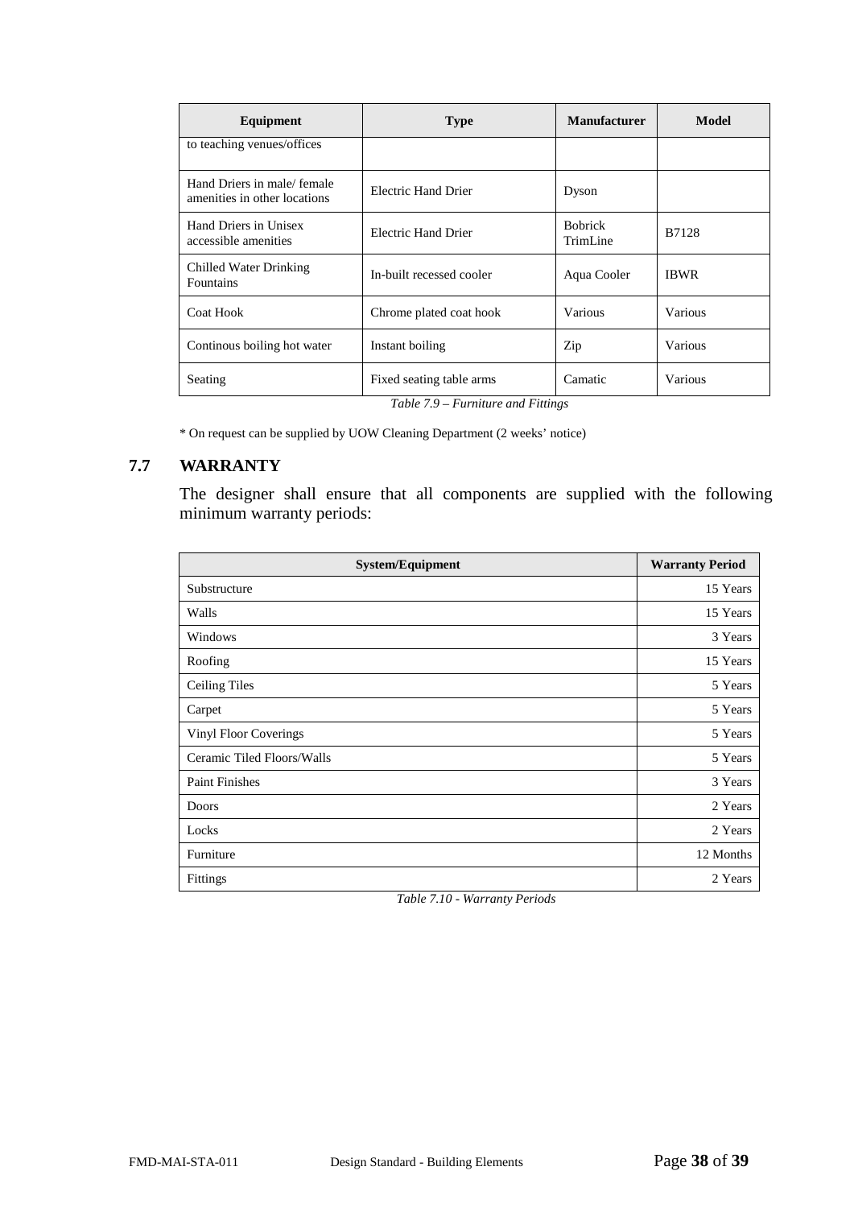| Equipment | Type | Manufacturer | Model |
|---|---|---|---|
| to teaching venues/offices | | | |
| Hand Driers in male/ female amenities in other locations | Electric Hand Drier | Dyson | |
| Hand Driers in Unisex accessible amenities | Electric Hand Drier | Bobrick TrimLine | B7128 |
| Chilled Water Drinking Fountains | In-built recessed cooler | Aqua Cooler | IBWR |
| Coat Hook | Chrome plated coat hook | Various | Various |
| Continous boiling hot water | Instant boiling | Zip | Various |
| Seating | Fixed seating table arms | Camatic | Various |

*Table 7.9 – Furniture and Fittings*

* On request can be supplied by UOW Cleaning Department (2 weeks' notice)

## 7.7 WARRANTY

The designer shall ensure that all components are supplied with the following minimum warranty periods:

| System/Equipment | Warranty Period |
|---|---|
| Substructure | 15 Years |
| Walls | 15 Years |
| Windows | 3 Years |
| Roofing | 15 Years |
| Ceiling Tiles | 5 Years |
| Carpet | 5 Years |
| Vinyl Floor Coverings | 5 Years |
| Ceramic Tiled Floors/Walls | 5 Years |
| Paint Finishes | 3 Years |
| Doors | 2 Years |
| Locks | 2 Years |
| Furniture | 12 Months |
| Fittings | 2 Years |

*Table 7.10 - Warranty Periods*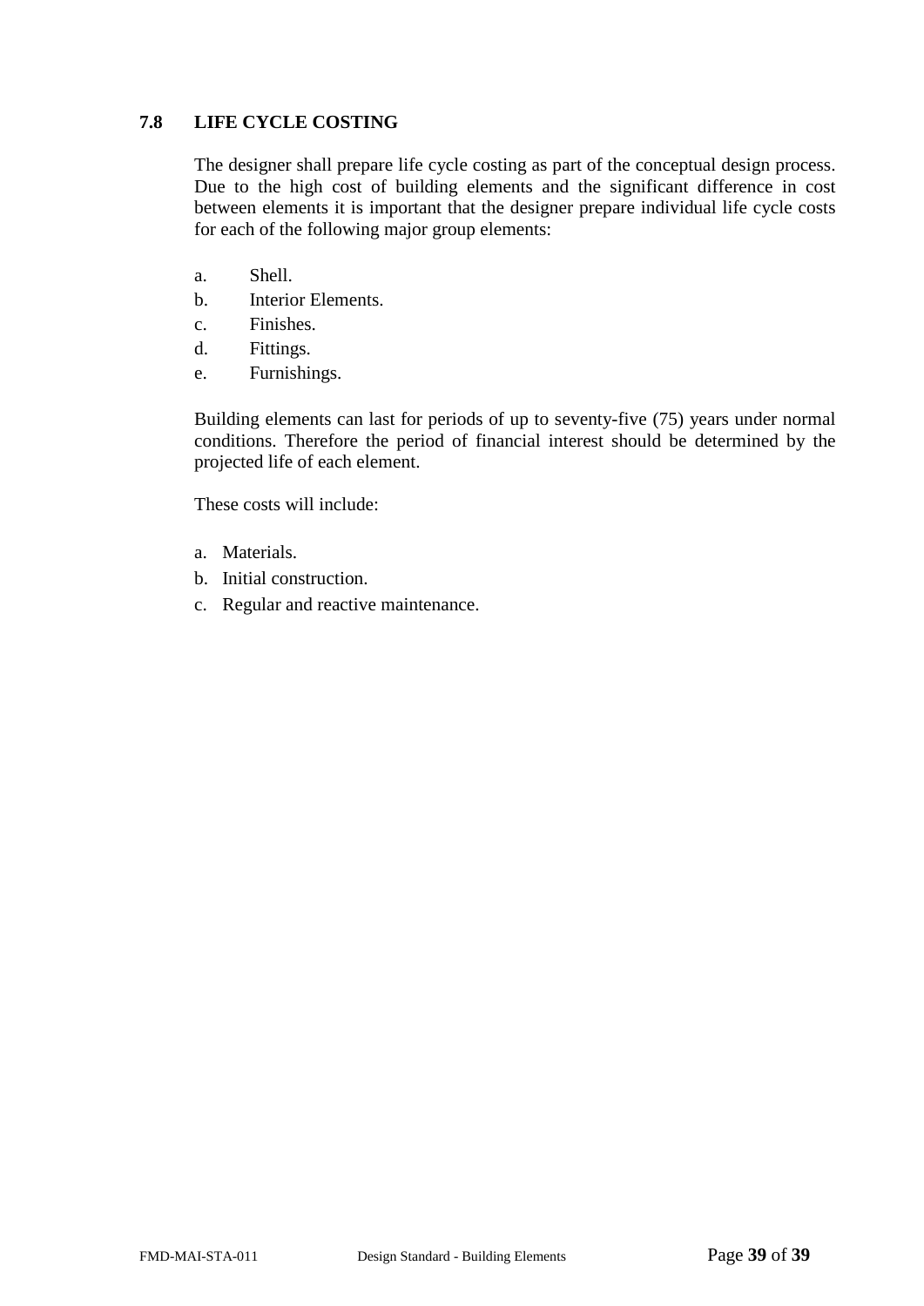## 7.8 LIFE CYCLE COSTING

The designer shall prepare life cycle costing as part of the conceptual design process. Due to the high cost of building elements and the significant difference in cost between elements it is important that the designer prepare individual life cycle costs for each of the following major group elements:

a. Shell.
b. Interior Elements.
c. Finishes.
d. Fittings.
e. Furnishings.

Building elements can last for periods of up to seventy-five (75) years under normal conditions. Therefore the period of financial interest should be determined by the projected life of each element.

These costs will include:

a. Materials.
b. Initial construction.
c. Regular and reactive maintenance.